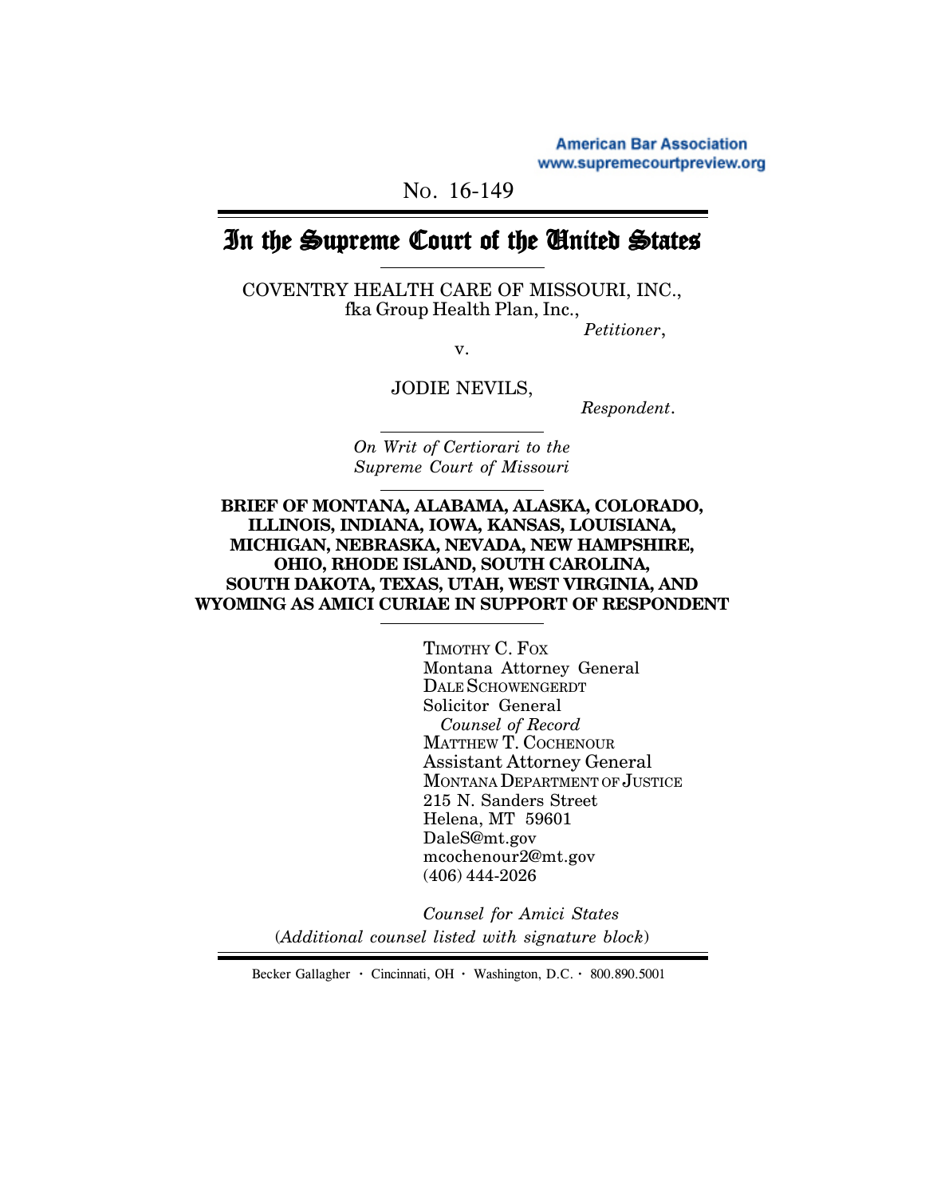American Bar Association
www.supremecourtpreview.org

NO. 16-149

# In the Supreme Court of the United States

COVENTRY HEALTH CARE OF MISSOURI, INC.,
fka Group Health Plan, Inc.,

*Petitioner*,

v.

JODIE NEVILS,

*Respondent*.

*On Writ of Certiorari to the Supreme Court of Missouri*

**BRIEF OF MONTANA, ALABAMA, ALASKA, COLORADO, ILLINOIS, INDIANA, IOWA, KANSAS, LOUISIANA, MICHIGAN, NEBRASKA, NEVADA, NEW HAMPSHIRE, OHIO, RHODE ISLAND, SOUTH CAROLINA, SOUTH DAKOTA, TEXAS, UTAH, WEST VIRGINIA, AND WYOMING AS AMICI CURIAE IN SUPPORT OF RESPONDENT**

TIMOTHY C. FOX
Montana Attorney General
DALE SCHOWENGERDT
Solicitor General
*Counsel of Record*
MATTHEW T. COCHENOUR
Assistant Attorney General
MONTANA DEPARTMENT OF JUSTICE
215 N. Sanders Street
Helena, MT 59601
DaleS@mt.gov
mcochenour2@mt.gov
(406) 444-2026

*Counsel for Amici States*
(*Additional counsel listed with signature block*)

Becker Gallagher · Cincinnati, OH · Washington, D.C. · 800.890.5001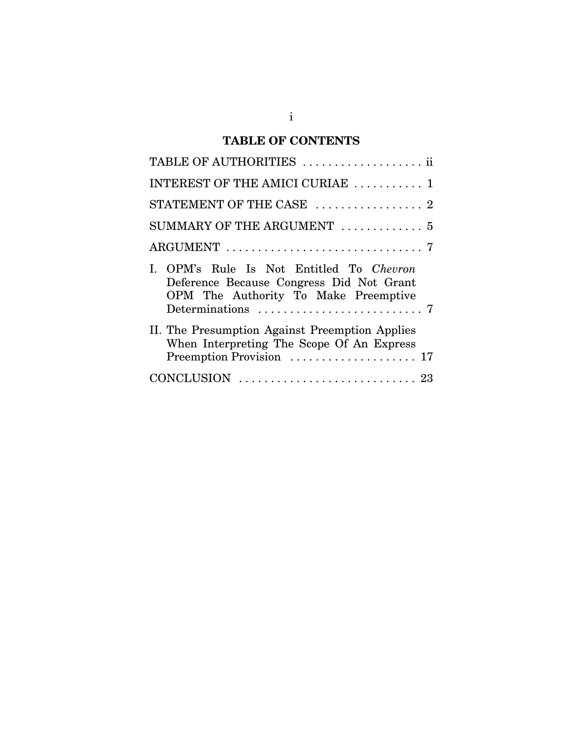# TABLE OF CONTENTS

TABLE OF AUTHORITIES . . . . . . . . . . . . . . . . . . ii

INTEREST OF THE AMICI CURIAE . . . . . . . . . . . 1

STATEMENT OF THE CASE . . . . . . . . . . . . . . . . . 2

SUMMARY OF THE ARGUMENT . . . . . . . . . . . . . 5

ARGUMENT . . . . . . . . . . . . . . . . . . . . . . . . . . . . . . 7

I. OPM's Rule Is Not Entitled To *Chevron* Deference Because Congress Did Not Grant OPM The Authority To Make Preemptive Determinations . . . . . . . . . . . . . . . . . . . . . . . . . 7

II. The Presumption Against Preemption Applies When Interpreting The Scope Of An Express Preemption Provision . . . . . . . . . . . . . . . . . . . . 17

CONCLUSION . . . . . . . . . . . . . . . . . . . . . . . . . . . . 23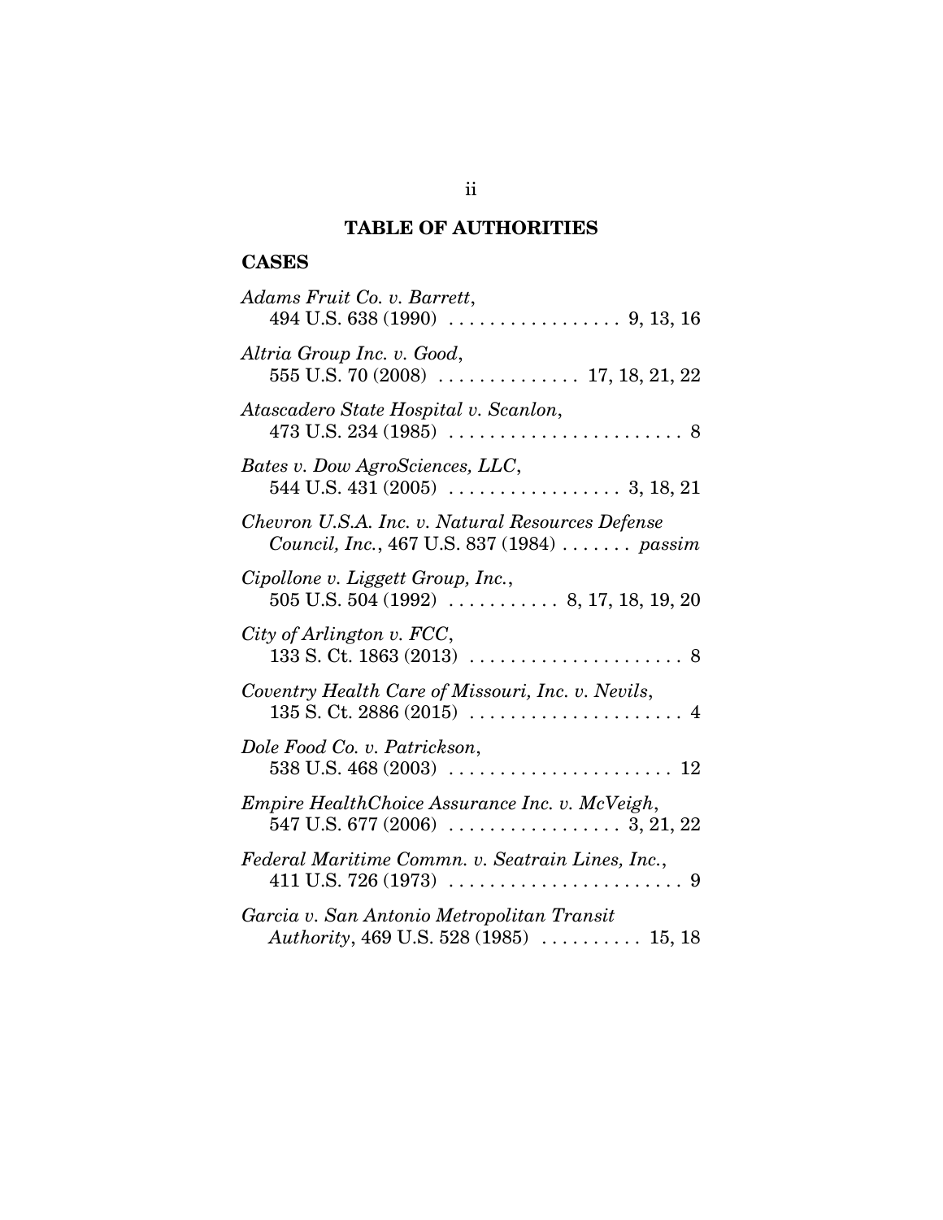## TABLE OF AUTHORITIES

### CASES

*Adams Fruit Co. v. Barrett*, 494 U.S. 638 (1990) . . . . . . . . . . . . . . . . . 9, 13, 16

*Altria Group Inc. v. Good*, 555 U.S. 70 (2008) . . . . . . . . . . . . . . 17, 18, 21, 22

*Atascadero State Hospital v. Scanlon*, 473 U.S. 234 (1985) . . . . . . . . . . . . . . . . . . . . . . . 8

*Bates v. Dow AgroSciences, LLC*, 544 U.S. 431 (2005) . . . . . . . . . . . . . . . . . 3, 18, 21

*Chevron U.S.A. Inc. v. Natural Resources Defense Council, Inc.*, 467 U.S. 837 (1984) . . . . . . . *passim*

*Cipollone v. Liggett Group, Inc.*, 505 U.S. 504 (1992) . . . . . . . . . . . 8, 17, 18, 19, 20

*City of Arlington v. FCC*, 133 S. Ct. 1863 (2013) . . . . . . . . . . . . . . . . . . . . . . 8

*Coventry Health Care of Missouri, Inc. v. Nevils*, 135 S. Ct. 2886 (2015) . . . . . . . . . . . . . . . . . . . . . . 4

*Dole Food Co. v. Patrickson*, 538 U.S. 468 (2003) . . . . . . . . . . . . . . . . . . . . . . 12

*Empire HealthChoice Assurance Inc. v. McVeigh*, 547 U.S. 677 (2006) . . . . . . . . . . . . . . . . . 3, 21, 22

*Federal Maritime Commn. v. Seatrain Lines, Inc.*, 411 U.S. 726 (1973) . . . . . . . . . . . . . . . . . . . . . . . 9

*Garcia v. San Antonio Metropolitan Transit Authority*, 469 U.S. 528 (1985) . . . . . . . . . . 15, 18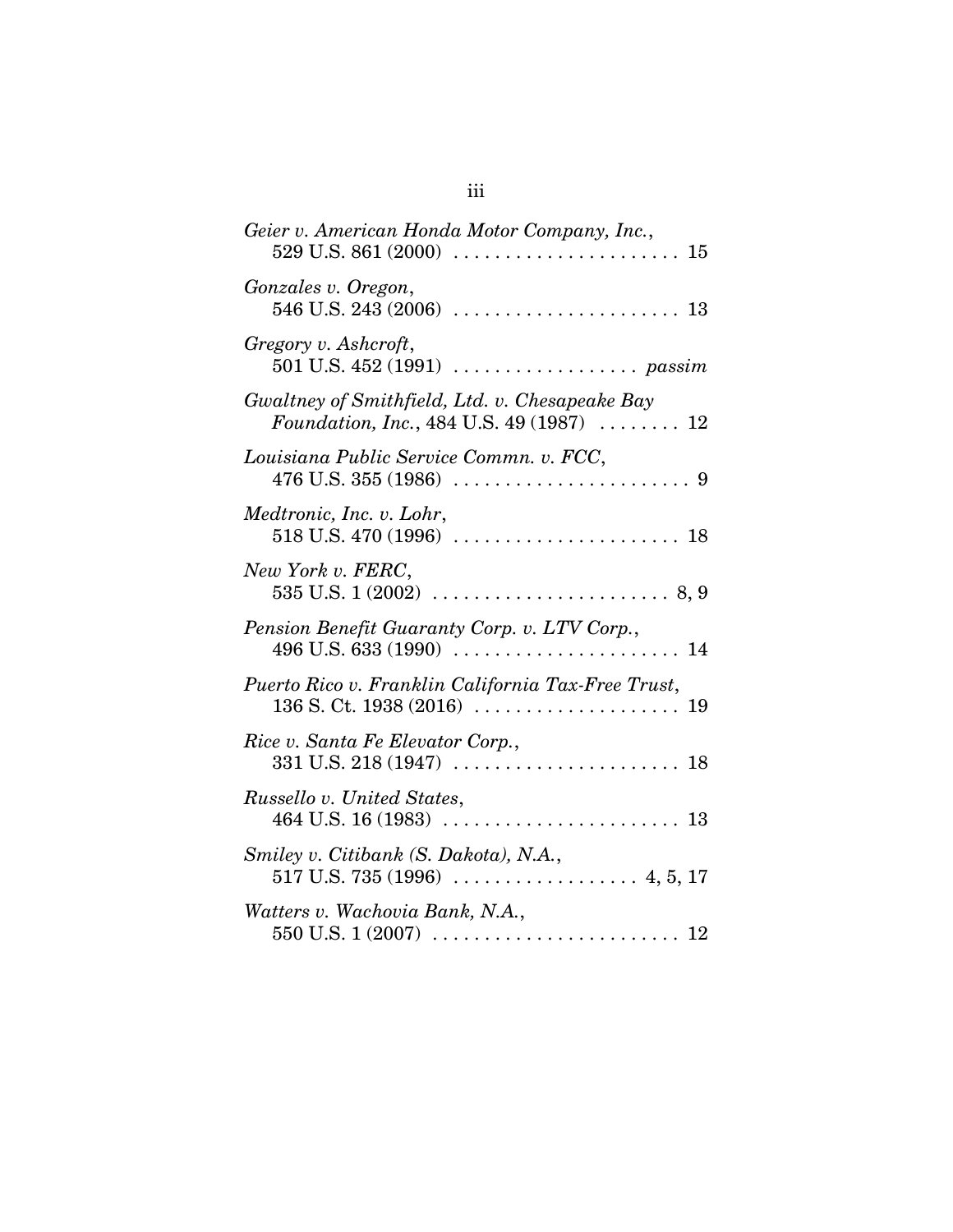*Geier v. American Honda Motor Company, Inc.*,
529 U.S. 861 (2000) . . . . . . . . . . . . . . . . . . . . . . 15

*Gonzales v. Oregon*,
546 U.S. 243 (2006) . . . . . . . . . . . . . . . . . . . . . . 13

*Gregory v. Ashcroft*,
501 U.S. 452 (1991) . . . . . . . . . . . . . . . . . . *passim*

*Gwaltney of Smithfield, Ltd. v. Chesapeake Bay Foundation, Inc.*, 484 U.S. 49 (1987) . . . . . . . . 12

*Louisiana Public Service Commn. v. FCC*,
476 U.S. 355 (1986) . . . . . . . . . . . . . . . . . . . . . . . 9

*Medtronic, Inc. v. Lohr*,
518 U.S. 470 (1996) . . . . . . . . . . . . . . . . . . . . . . 18

*New York v. FERC*,
535 U.S. 1 (2002) . . . . . . . . . . . . . . . . . . . . . . . 8, 9

*Pension Benefit Guaranty Corp. v. LTV Corp.*,
496 U.S. 633 (1990) . . . . . . . . . . . . . . . . . . . . . . 14

*Puerto Rico v. Franklin California Tax-Free Trust*,
136 S. Ct. 1938 (2016) . . . . . . . . . . . . . . . . . . . . 19

*Rice v. Santa Fe Elevator Corp.*,
331 U.S. 218 (1947) . . . . . . . . . . . . . . . . . . . . . . 18

*Russello v. United States*,
464 U.S. 16 (1983) . . . . . . . . . . . . . . . . . . . . . . . 13

*Smiley v. Citibank (S. Dakota), N.A.*,
517 U.S. 735 (1996) . . . . . . . . . . . . . . . . . . 4, 5, 17

*Watters v. Wachovia Bank, N.A.*,
550 U.S. 1 (2007) . . . . . . . . . . . . . . . . . . . . . . . . 12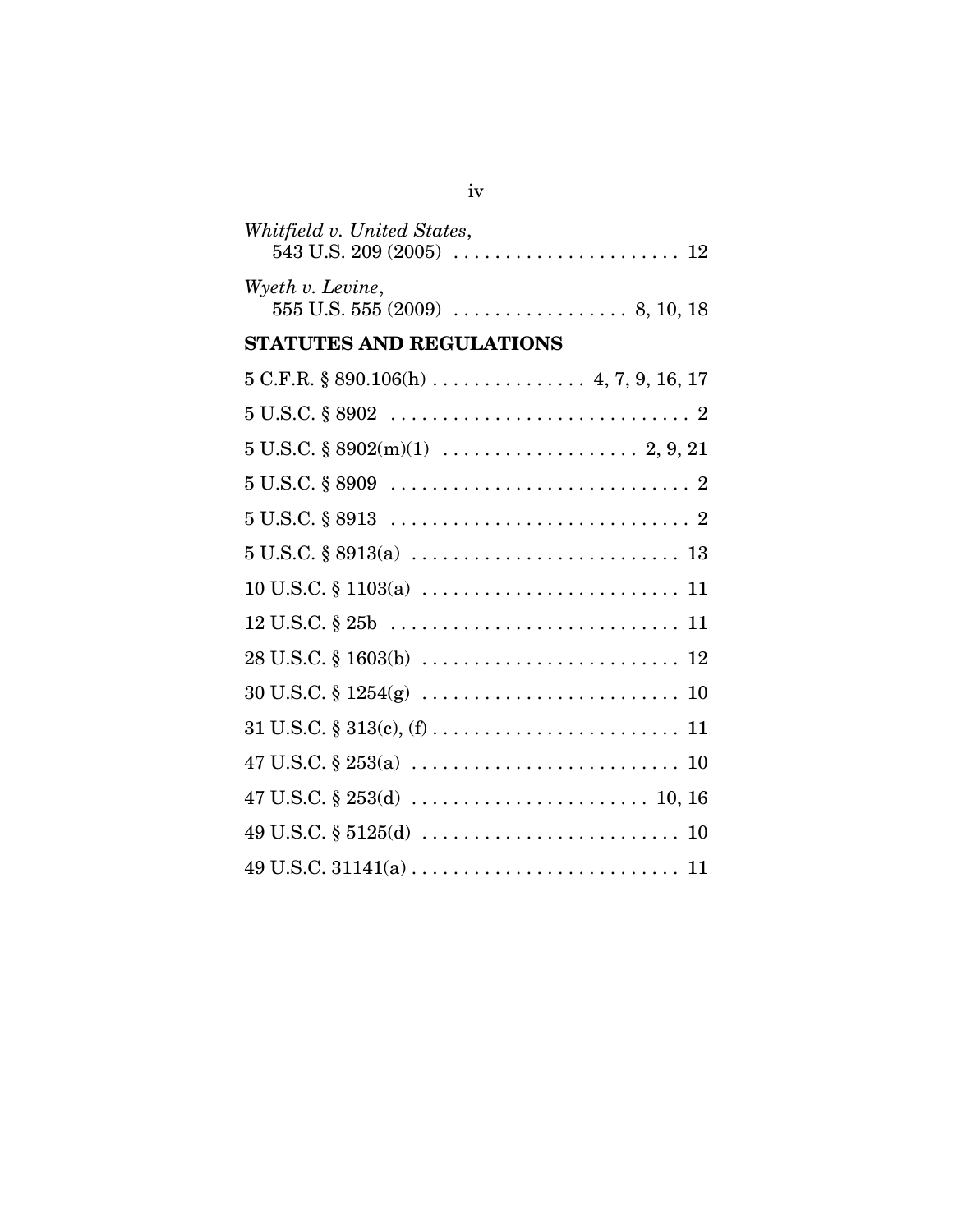*Whitfield v. United States*,
543 U.S. 209 (2005) . . . . . . . . . . . . . . . . . . . . . . 12

*Wyeth v. Levine*,
555 U.S. 555 (2009) . . . . . . . . . . . . . . . . . 8, 10, 18

## STATUTES AND REGULATIONS

5 C.F.R. § 890.106(h) . . . . . . . . . . . . . . . 4, 7, 9, 16, 17

5 U.S.C. § 8902 . . . . . . . . . . . . . . . . . . . . . . . . . . . . . 2

5 U.S.C. § 8902(m)(1) . . . . . . . . . . . . . . . . . . . 2, 9, 21

5 U.S.C. § 8909 . . . . . . . . . . . . . . . . . . . . . . . . . . . . . 2

5 U.S.C. § 8913 . . . . . . . . . . . . . . . . . . . . . . . . . . . . . 2

5 U.S.C. § 8913(a) . . . . . . . . . . . . . . . . . . . . . . . . . . 13

10 U.S.C. § 1103(a) . . . . . . . . . . . . . . . . . . . . . . . . . 11

12 U.S.C. § 25b . . . . . . . . . . . . . . . . . . . . . . . . . . . . 11

28 U.S.C. § 1603(b) . . . . . . . . . . . . . . . . . . . . . . . . . 12

30 U.S.C. § 1254(g) . . . . . . . . . . . . . . . . . . . . . . . . . 10

31 U.S.C. § 313(c), (f) . . . . . . . . . . . . . . . . . . . . . . . . 11

47 U.S.C. § 253(a) . . . . . . . . . . . . . . . . . . . . . . . . . . 10

47 U.S.C. § 253(d) . . . . . . . . . . . . . . . . . . . . . . . 10, 16

49 U.S.C. § 5125(d) . . . . . . . . . . . . . . . . . . . . . . . . . 10

49 U.S.C. 31141(a) . . . . . . . . . . . . . . . . . . . . . . . . . . 11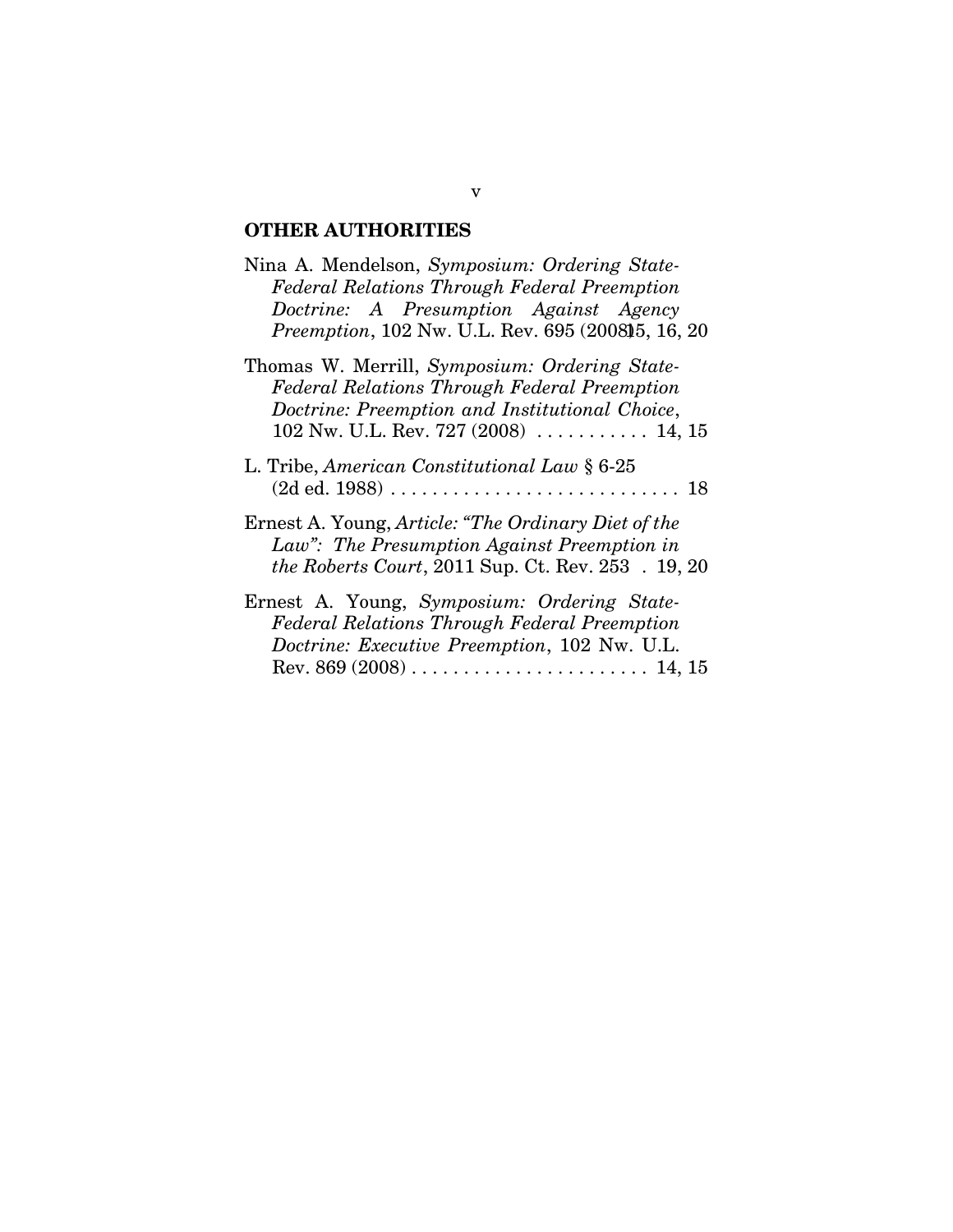## OTHER AUTHORITIES

Nina A. Mendelson, *Symposium: Ordering State-Federal Relations Through Federal Preemption Doctrine: A Presumption Against Agency Preemption*, 102 Nw. U.L. Rev. 695 (2008) 15, 16, 20

Thomas W. Merrill, *Symposium: Ordering State-Federal Relations Through Federal Preemption Doctrine: Preemption and Institutional Choice*, 102 Nw. U.L. Rev. 727 (2008) . . . . . . . . . . . 14, 15

L. Tribe, *American Constitutional Law* § 6-25 (2d ed. 1988) . . . . . . . . . . . . . . . . . . . . . . . . . . . . 18

Ernest A. Young, *Article: "The Ordinary Diet of the Law": The Presumption Against Preemption in the Roberts Court*, 2011 Sup. Ct. Rev. 253 . 19, 20

Ernest A. Young, *Symposium: Ordering State-Federal Relations Through Federal Preemption Doctrine: Executive Preemption*, 102 Nw. U.L. Rev. 869 (2008) . . . . . . . . . . . . . . . . . . . . . . . 14, 15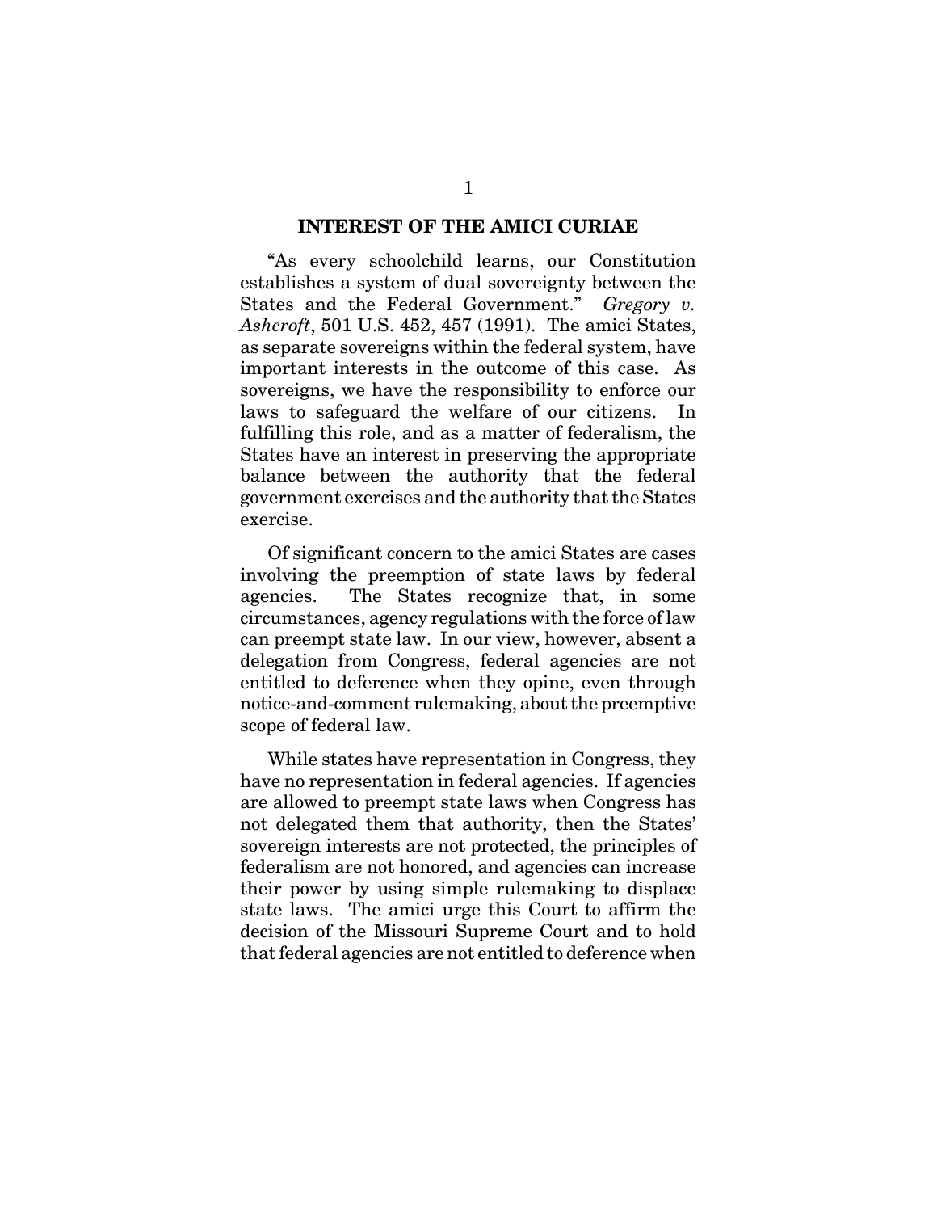## INTEREST OF THE AMICI CURIAE

"As every schoolchild learns, our Constitution establishes a system of dual sovereignty between the States and the Federal Government." *Gregory v. Ashcroft*, 501 U.S. 452, 457 (1991). The amici States, as separate sovereigns within the federal system, have important interests in the outcome of this case. As sovereigns, we have the responsibility to enforce our laws to safeguard the welfare of our citizens. In fulfilling this role, and as a matter of federalism, the States have an interest in preserving the appropriate balance between the authority that the federal government exercises and the authority that the States exercise.

Of significant concern to the amici States are cases involving the preemption of state laws by federal agencies. The States recognize that, in some circumstances, agency regulations with the force of law can preempt state law. In our view, however, absent a delegation from Congress, federal agencies are not entitled to deference when they opine, even through notice-and-comment rulemaking, about the preemptive scope of federal law.

While states have representation in Congress, they have no representation in federal agencies. If agencies are allowed to preempt state laws when Congress has not delegated them that authority, then the States' sovereign interests are not protected, the principles of federalism are not honored, and agencies can increase their power by using simple rulemaking to displace state laws. The amici urge this Court to affirm the decision of the Missouri Supreme Court and to hold that federal agencies are not entitled to deference when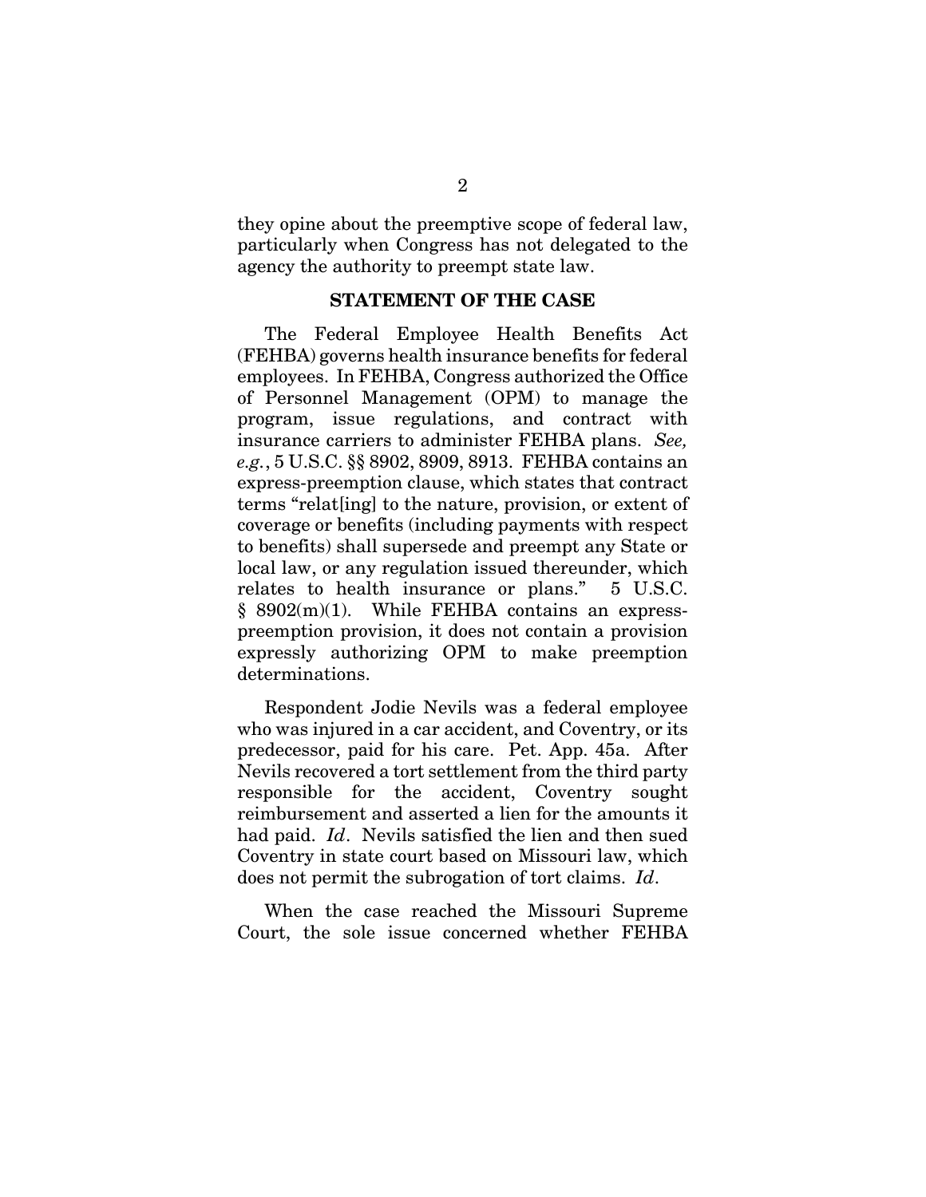they opine about the preemptive scope of federal law, particularly when Congress has not delegated to the agency the authority to preempt state law.

## STATEMENT OF THE CASE

The Federal Employee Health Benefits Act (FEHBA) governs health insurance benefits for federal employees. In FEHBA, Congress authorized the Office of Personnel Management (OPM) to manage the program, issue regulations, and contract with insurance carriers to administer FEHBA plans. *See, e.g.*, 5 U.S.C. §§ 8902, 8909, 8913. FEHBA contains an express-preemption clause, which states that contract terms "relat[ing] to the nature, provision, or extent of coverage or benefits (including payments with respect to benefits) shall supersede and preempt any State or local law, or any regulation issued thereunder, which relates to health insurance or plans." 5 U.S.C. § 8902(m)(1). While FEHBA contains an express-preemption provision, it does not contain a provision expressly authorizing OPM to make preemption determinations.

Respondent Jodie Nevils was a federal employee who was injured in a car accident, and Coventry, or its predecessor, paid for his care. Pet. App. 45a. After Nevils recovered a tort settlement from the third party responsible for the accident, Coventry sought reimbursement and asserted a lien for the amounts it had paid. *Id*. Nevils satisfied the lien and then sued Coventry in state court based on Missouri law, which does not permit the subrogation of tort claims. *Id*.

When the case reached the Missouri Supreme Court, the sole issue concerned whether FEHBA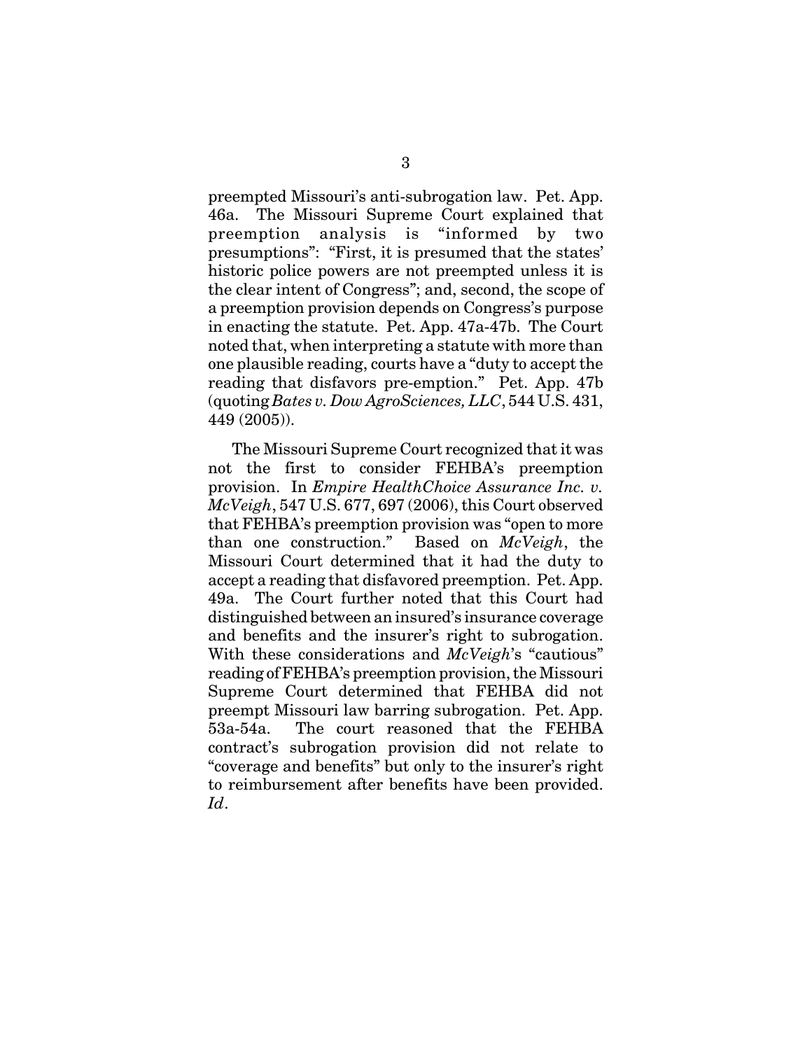preempted Missouri's anti-subrogation law. Pet. App. 46a. The Missouri Supreme Court explained that preemption analysis is "informed by two presumptions": "First, it is presumed that the states' historic police powers are not preempted unless it is the clear intent of Congress"; and, second, the scope of a preemption provision depends on Congress's purpose in enacting the statute. Pet. App. 47a-47b. The Court noted that, when interpreting a statute with more than one plausible reading, courts have a "duty to accept the reading that disfavors pre-emption." Pet. App. 47b (quoting *Bates v. Dow AgroSciences, LLC*, 544 U.S. 431, 449 (2005)).

The Missouri Supreme Court recognized that it was not the first to consider FEHBA's preemption provision. In *Empire HealthChoice Assurance Inc. v. McVeigh*, 547 U.S. 677, 697 (2006), this Court observed that FEHBA's preemption provision was "open to more than one construction." Based on *McVeigh*, the Missouri Court determined that it had the duty to accept a reading that disfavored preemption. Pet. App. 49a. The Court further noted that this Court had distinguished between an insured's insurance coverage and benefits and the insurer's right to subrogation. With these considerations and *McVeigh*'s "cautious" reading of FEHBA's preemption provision, the Missouri Supreme Court determined that FEHBA did not preempt Missouri law barring subrogation. Pet. App. 53a-54a. The court reasoned that the FEHBA contract's subrogation provision did not relate to "coverage and benefits" but only to the insurer's right to reimbursement after benefits have been provided. *Id*.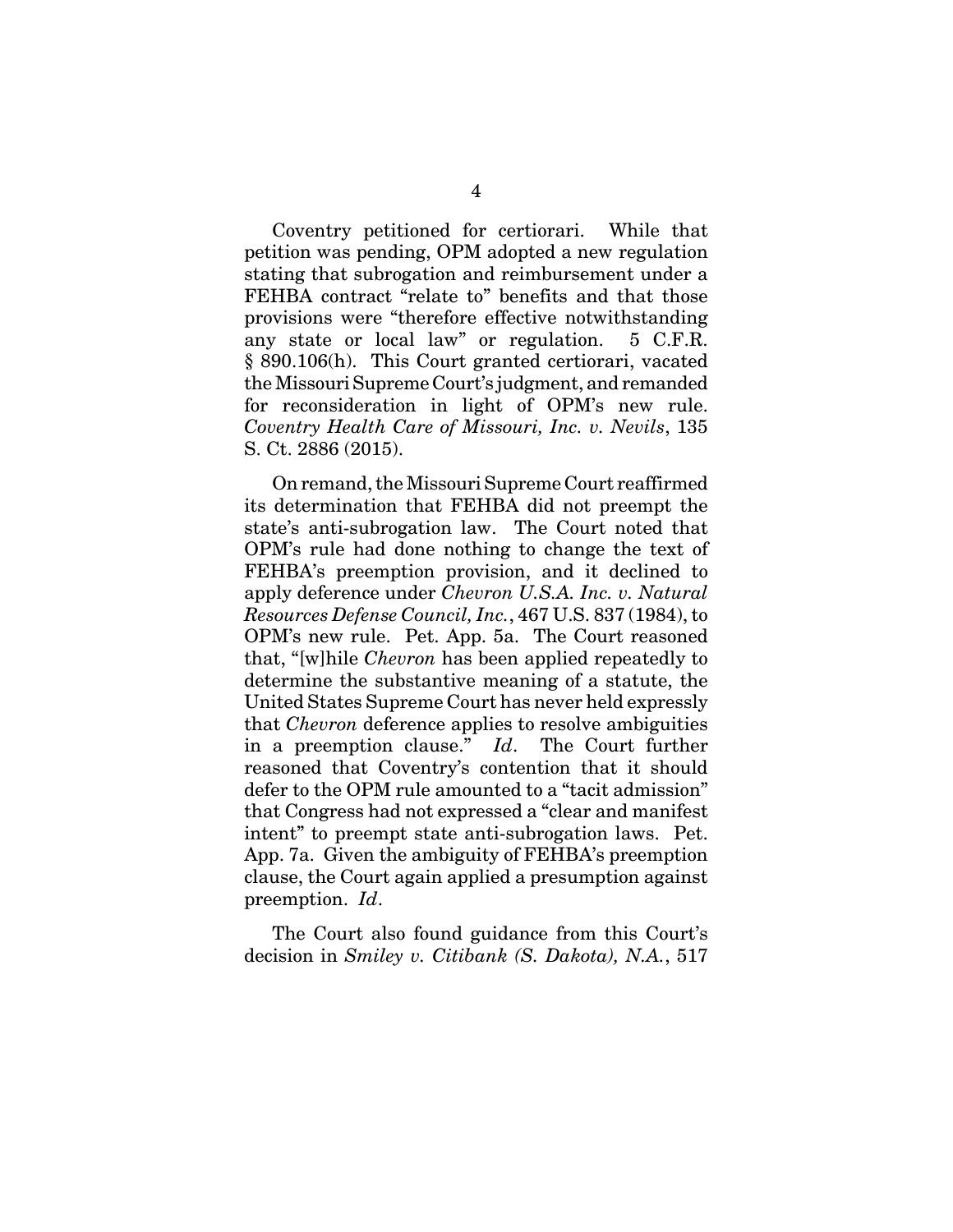Coventry petitioned for certiorari. While that petition was pending, OPM adopted a new regulation stating that subrogation and reimbursement under a FEHBA contract "relate to" benefits and that those provisions were "therefore effective notwithstanding any state or local law" or regulation. 5 C.F.R. § 890.106(h). This Court granted certiorari, vacated the Missouri Supreme Court's judgment, and remanded for reconsideration in light of OPM's new rule. *Coventry Health Care of Missouri, Inc. v. Nevils*, 135 S. Ct. 2886 (2015).

On remand, the Missouri Supreme Court reaffirmed its determination that FEHBA did not preempt the state's anti-subrogation law. The Court noted that OPM's rule had done nothing to change the text of FEHBA's preemption provision, and it declined to apply deference under *Chevron U.S.A. Inc. v. Natural Resources Defense Council, Inc.*, 467 U.S. 837 (1984), to OPM's new rule. Pet. App. 5a. The Court reasoned that, "[w]hile *Chevron* has been applied repeatedly to determine the substantive meaning of a statute, the United States Supreme Court has never held expressly that *Chevron* deference applies to resolve ambiguities in a preemption clause." *Id*. The Court further reasoned that Coventry's contention that it should defer to the OPM rule amounted to a "tacit admission" that Congress had not expressed a "clear and manifest intent" to preempt state anti-subrogation laws. Pet. App. 7a. Given the ambiguity of FEHBA's preemption clause, the Court again applied a presumption against preemption. *Id*.

The Court also found guidance from this Court's decision in *Smiley v. Citibank (S. Dakota), N.A.*, 517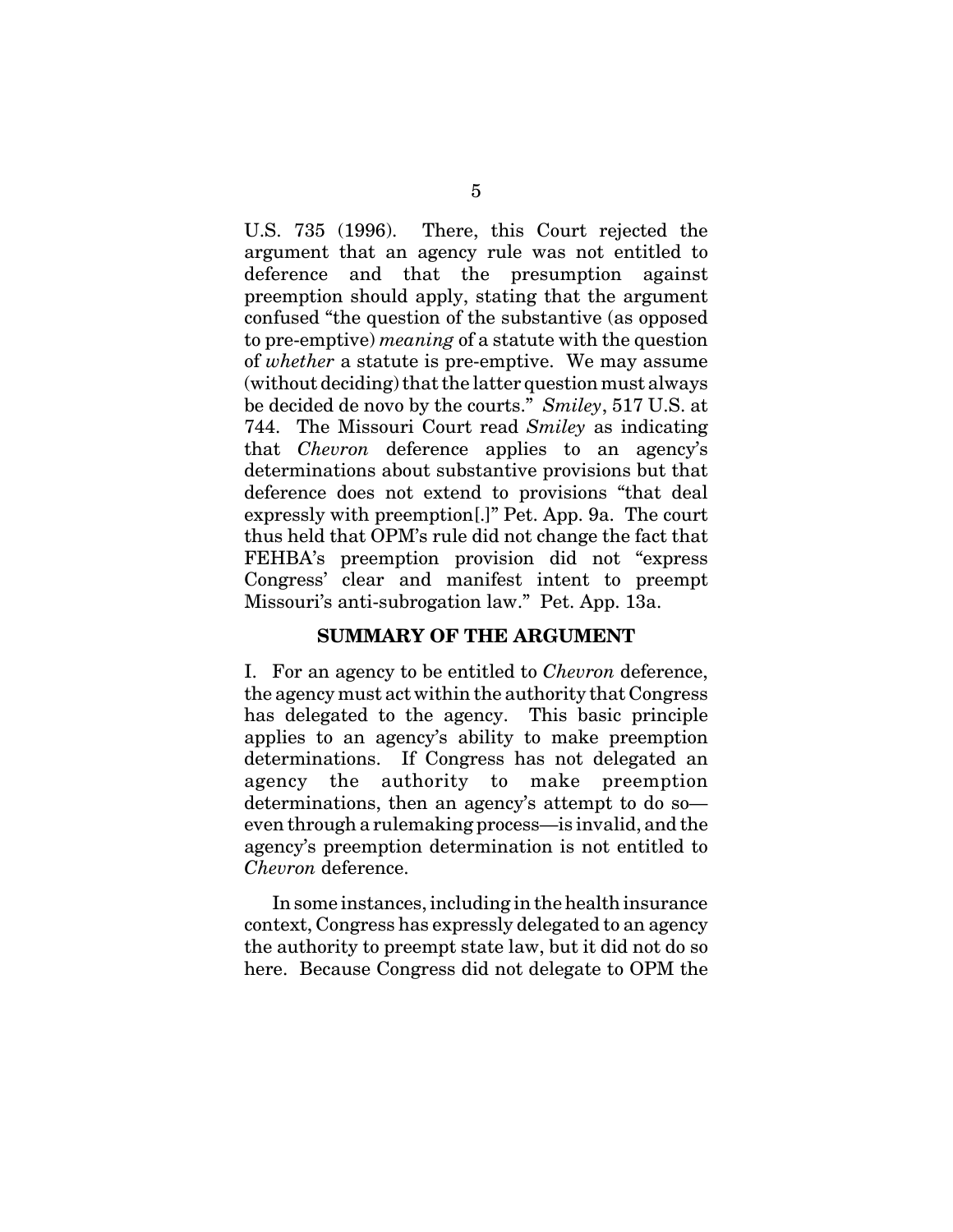U.S. 735 (1996). There, this Court rejected the argument that an agency rule was not entitled to deference and that the presumption against preemption should apply, stating that the argument confused "the question of the substantive (as opposed to pre-emptive) *meaning* of a statute with the question of *whether* a statute is pre-emptive. We may assume (without deciding) that the latter question must always be decided de novo by the courts." *Smiley*, 517 U.S. at 744. The Missouri Court read *Smiley* as indicating that *Chevron* deference applies to an agency's determinations about substantive provisions but that deference does not extend to provisions "that deal expressly with preemption[.]" Pet. App. 9a. The court thus held that OPM's rule did not change the fact that FEHBA's preemption provision did not "express Congress' clear and manifest intent to preempt Missouri's anti-subrogation law." Pet. App. 13a.

## SUMMARY OF THE ARGUMENT

I. For an agency to be entitled to *Chevron* deference, the agency must act within the authority that Congress has delegated to the agency. This basic principle applies to an agency's ability to make preemption determinations. If Congress has not delegated an agency the authority to make preemption determinations, then an agency's attempt to do so—even through a rulemaking process—is invalid, and the agency's preemption determination is not entitled to *Chevron* deference.

In some instances, including in the health insurance context, Congress has expressly delegated to an agency the authority to preempt state law, but it did not do so here. Because Congress did not delegate to OPM the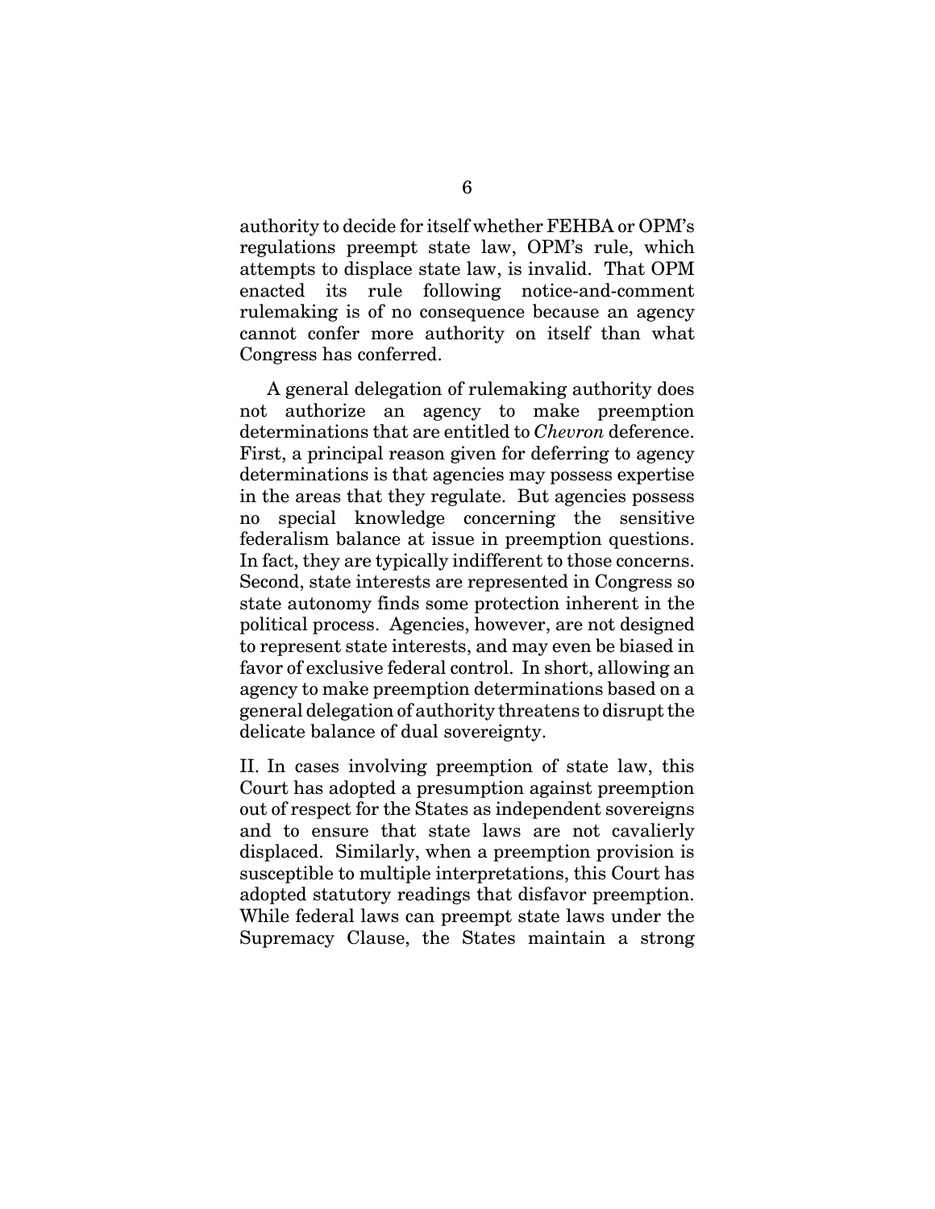authority to decide for itself whether FEHBA or OPM's regulations preempt state law, OPM's rule, which attempts to displace state law, is invalid. That OPM enacted its rule following notice-and-comment rulemaking is of no consequence because an agency cannot confer more authority on itself than what Congress has conferred.

A general delegation of rulemaking authority does not authorize an agency to make preemption determinations that are entitled to *Chevron* deference. First, a principal reason given for deferring to agency determinations is that agencies may possess expertise in the areas that they regulate. But agencies possess no special knowledge concerning the sensitive federalism balance at issue in preemption questions. In fact, they are typically indifferent to those concerns. Second, state interests are represented in Congress so state autonomy finds some protection inherent in the political process. Agencies, however, are not designed to represent state interests, and may even be biased in favor of exclusive federal control. In short, allowing an agency to make preemption determinations based on a general delegation of authority threatens to disrupt the delicate balance of dual sovereignty.

II. In cases involving preemption of state law, this Court has adopted a presumption against preemption out of respect for the States as independent sovereigns and to ensure that state laws are not cavalierly displaced. Similarly, when a preemption provision is susceptible to multiple interpretations, this Court has adopted statutory readings that disfavor preemption. While federal laws can preempt state laws under the Supremacy Clause, the States maintain a strong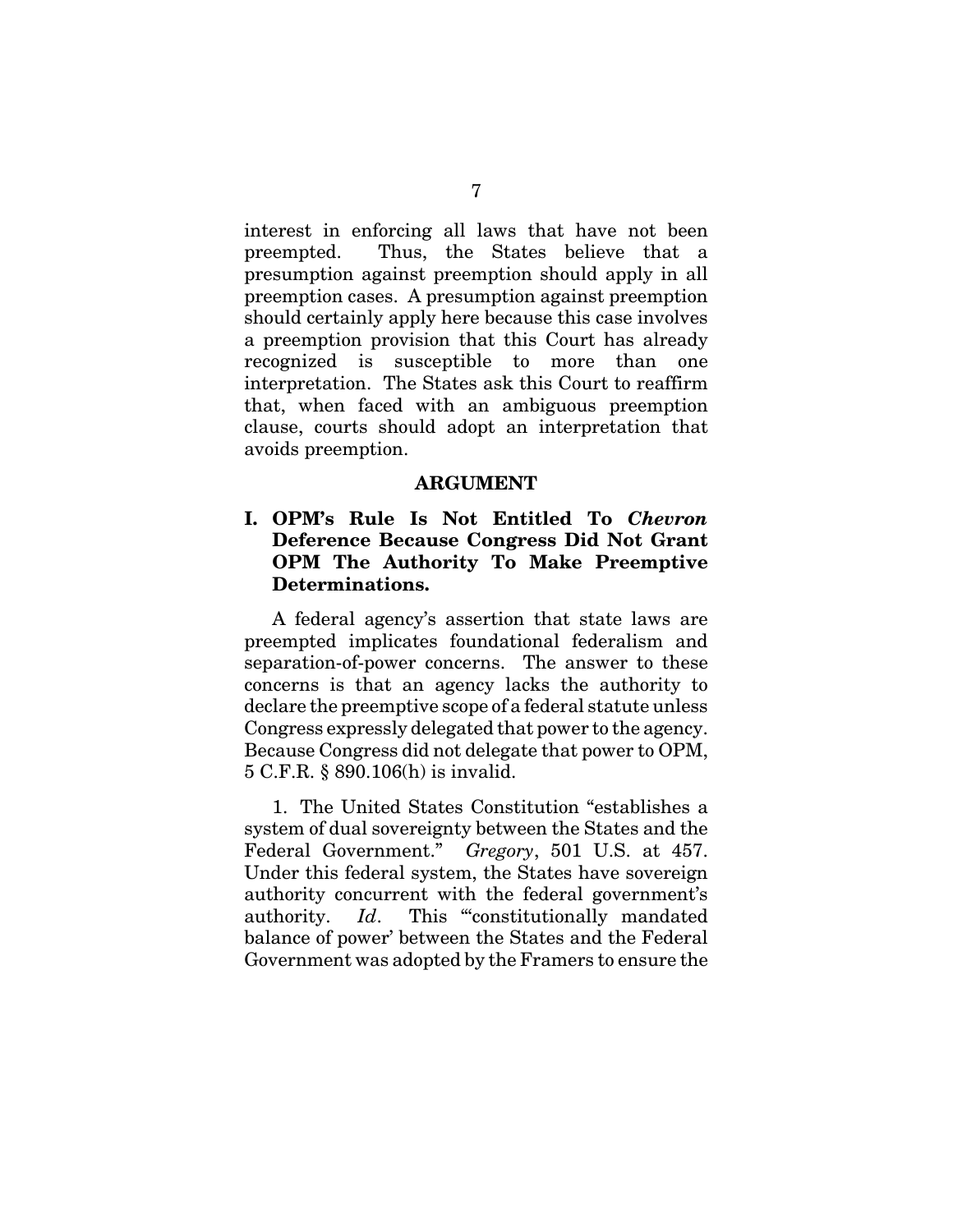interest in enforcing all laws that have not been preempted. Thus, the States believe that a presumption against preemption should apply in all preemption cases. A presumption against preemption should certainly apply here because this case involves a preemption provision that this Court has already recognized is susceptible to more than one interpretation. The States ask this Court to reaffirm that, when faced with an ambiguous preemption clause, courts should adopt an interpretation that avoids preemption.

## ARGUMENT

### I. OPM's Rule Is Not Entitled To *Chevron* Deference Because Congress Did Not Grant OPM The Authority To Make Preemptive Determinations.

A federal agency's assertion that state laws are preempted implicates foundational federalism and separation-of-power concerns. The answer to these concerns is that an agency lacks the authority to declare the preemptive scope of a federal statute unless Congress expressly delegated that power to the agency. Because Congress did not delegate that power to OPM, 5 C.F.R. § 890.106(h) is invalid.

1. The United States Constitution "establishes a system of dual sovereignty between the States and the Federal Government." *Gregory*, 501 U.S. at 457. Under this federal system, the States have sovereign authority concurrent with the federal government's authority. *Id*. This "'constitutionally mandated balance of power' between the States and the Federal Government was adopted by the Framers to ensure the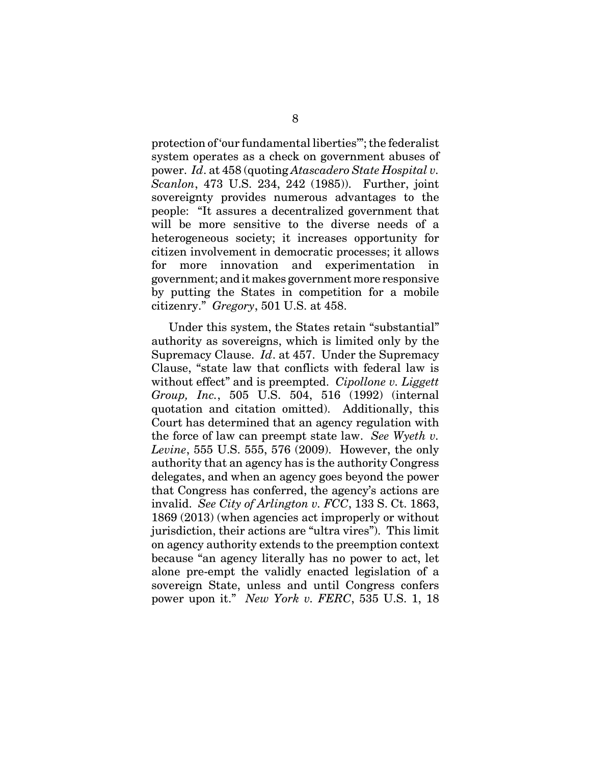protection of 'our fundamental liberties'"; the federalist system operates as a check on government abuses of power. *Id*. at 458 (quoting *Atascadero State Hospital v. Scanlon*, 473 U.S. 234, 242 (1985)). Further, joint sovereignty provides numerous advantages to the people: "It assures a decentralized government that will be more sensitive to the diverse needs of a heterogeneous society; it increases opportunity for citizen involvement in democratic processes; it allows for more innovation and experimentation in government; and it makes government more responsive by putting the States in competition for a mobile citizenry." *Gregory*, 501 U.S. at 458.

Under this system, the States retain "substantial" authority as sovereigns, which is limited only by the Supremacy Clause. *Id*. at 457. Under the Supremacy Clause, "state law that conflicts with federal law is without effect" and is preempted. *Cipollone v. Liggett Group, Inc.*, 505 U.S. 504, 516 (1992) (internal quotation and citation omitted). Additionally, this Court has determined that an agency regulation with the force of law can preempt state law. *See Wyeth v. Levine*, 555 U.S. 555, 576 (2009). However, the only authority that an agency has is the authority Congress delegates, and when an agency goes beyond the power that Congress has conferred, the agency's actions are invalid. *See City of Arlington v. FCC*, 133 S. Ct. 1863, 1869 (2013) (when agencies act improperly or without jurisdiction, their actions are "ultra vires"). This limit on agency authority extends to the preemption context because "an agency literally has no power to act, let alone pre-empt the validly enacted legislation of a sovereign State, unless and until Congress confers power upon it." *New York v. FERC*, 535 U.S. 1, 18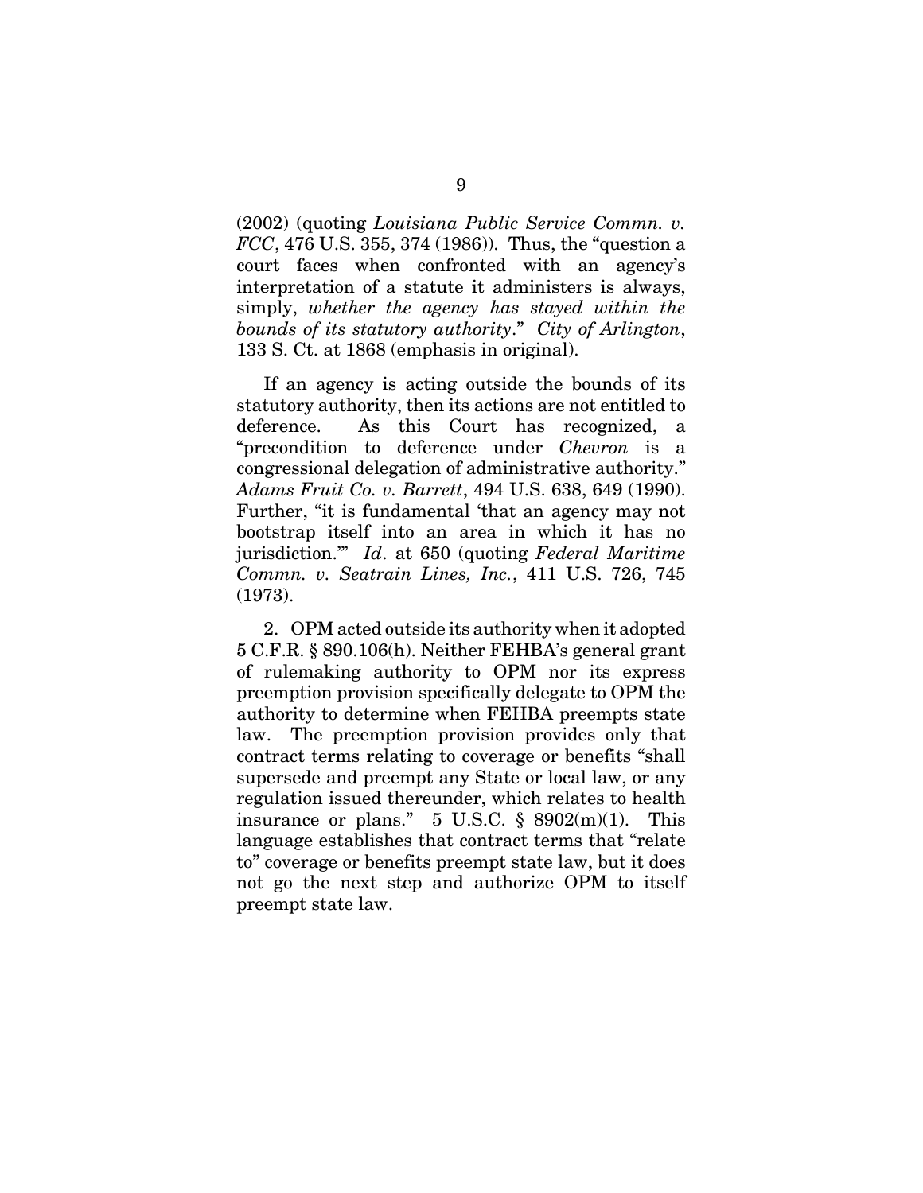(2002) (quoting *Louisiana Public Service Commn. v. FCC*, 476 U.S. 355, 374 (1986)). Thus, the "question a court faces when confronted with an agency's interpretation of a statute it administers is always, simply, *whether the agency has stayed within the bounds of its statutory authority*." *City of Arlington*, 133 S. Ct. at 1868 (emphasis in original).

If an agency is acting outside the bounds of its statutory authority, then its actions are not entitled to deference. As this Court has recognized, a "precondition to deference under *Chevron* is a congressional delegation of administrative authority." *Adams Fruit Co. v. Barrett*, 494 U.S. 638, 649 (1990). Further, "it is fundamental 'that an agency may not bootstrap itself into an area in which it has no jurisdiction.'" *Id*. at 650 (quoting *Federal Maritime Commn. v. Seatrain Lines, Inc.*, 411 U.S. 726, 745 (1973).

2. OPM acted outside its authority when it adopted 5 C.F.R. § 890.106(h). Neither FEHBA's general grant of rulemaking authority to OPM nor its express preemption provision specifically delegate to OPM the authority to determine when FEHBA preempts state law. The preemption provision provides only that contract terms relating to coverage or benefits "shall supersede and preempt any State or local law, or any regulation issued thereunder, which relates to health insurance or plans." 5 U.S.C. § 8902(m)(1). This language establishes that contract terms that "relate to" coverage or benefits preempt state law, but it does not go the next step and authorize OPM to itself preempt state law.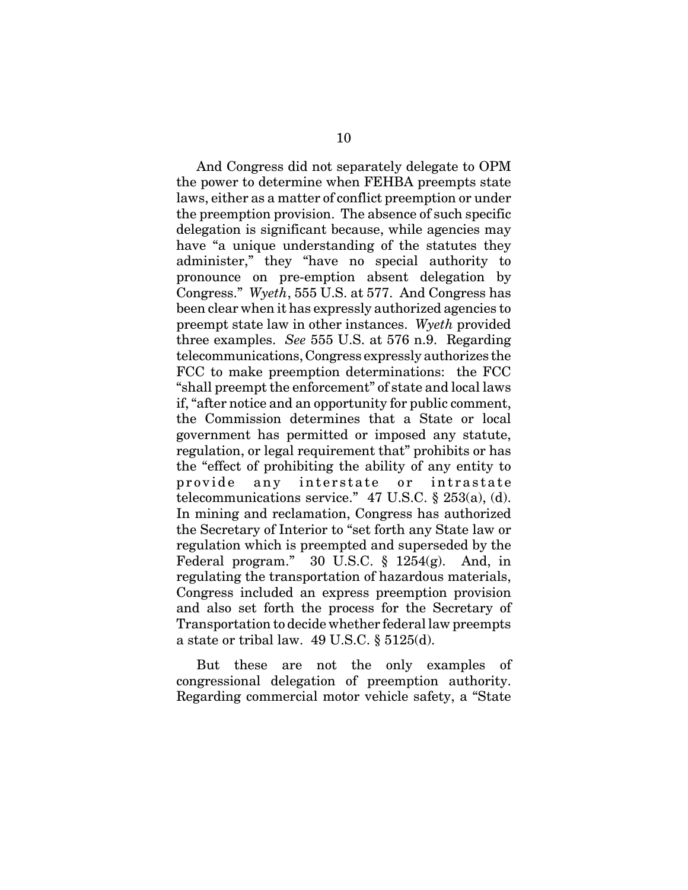And Congress did not separately delegate to OPM the power to determine when FEHBA preempts state laws, either as a matter of conflict preemption or under the preemption provision. The absence of such specific delegation is significant because, while agencies may have "a unique understanding of the statutes they administer," they "have no special authority to pronounce on pre-emption absent delegation by Congress." *Wyeth*, 555 U.S. at 577. And Congress has been clear when it has expressly authorized agencies to preempt state law in other instances. *Wyeth* provided three examples. *See* 555 U.S. at 576 n.9. Regarding telecommunications, Congress expressly authorizes the FCC to make preemption determinations: the FCC "shall preempt the enforcement" of state and local laws if, "after notice and an opportunity for public comment, the Commission determines that a State or local government has permitted or imposed any statute, regulation, or legal requirement that" prohibits or has the "effect of prohibiting the ability of any entity to provide any interstate or intrastate telecommunications service." 47 U.S.C. § 253(a), (d). In mining and reclamation, Congress has authorized the Secretary of Interior to "set forth any State law or regulation which is preempted and superseded by the Federal program." 30 U.S.C. § 1254(g). And, in regulating the transportation of hazardous materials, Congress included an express preemption provision and also set forth the process for the Secretary of Transportation to decide whether federal law preempts a state or tribal law. 49 U.S.C. § 5125(d).

But these are not the only examples of congressional delegation of preemption authority. Regarding commercial motor vehicle safety, a "State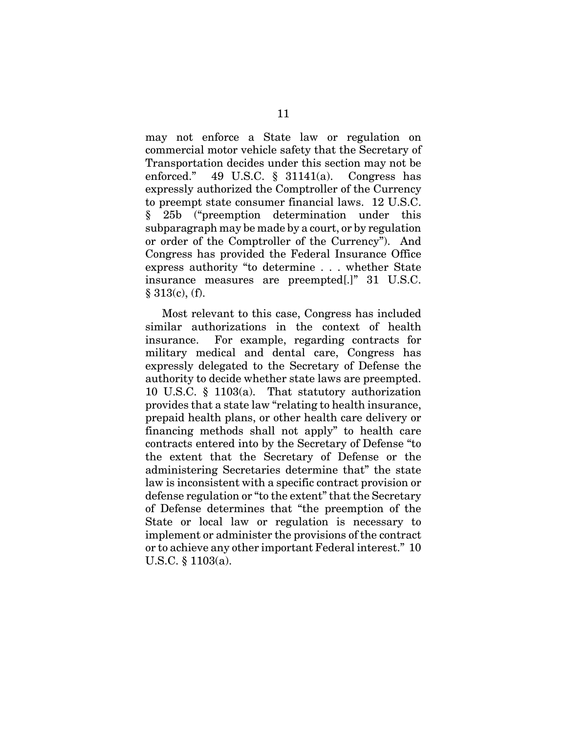may not enforce a State law or regulation on commercial motor vehicle safety that the Secretary of Transportation decides under this section may not be enforced." 49 U.S.C. § 31141(a). Congress has expressly authorized the Comptroller of the Currency to preempt state consumer financial laws. 12 U.S.C. § 25b ("preemption determination under this subparagraph may be made by a court, or by regulation or order of the Comptroller of the Currency"). And Congress has provided the Federal Insurance Office express authority "to determine . . . whether State insurance measures are preempted[.]" 31 U.S.C. § 313(c), (f).

Most relevant to this case, Congress has included similar authorizations in the context of health insurance. For example, regarding contracts for military medical and dental care, Congress has expressly delegated to the Secretary of Defense the authority to decide whether state laws are preempted. 10 U.S.C. § 1103(a). That statutory authorization provides that a state law "relating to health insurance, prepaid health plans, or other health care delivery or financing methods shall not apply" to health care contracts entered into by the Secretary of Defense "to the extent that the Secretary of Defense or the administering Secretaries determine that" the state law is inconsistent with a specific contract provision or defense regulation or "to the extent" that the Secretary of Defense determines that "the preemption of the State or local law or regulation is necessary to implement or administer the provisions of the contract or to achieve any other important Federal interest." 10 U.S.C. § 1103(a).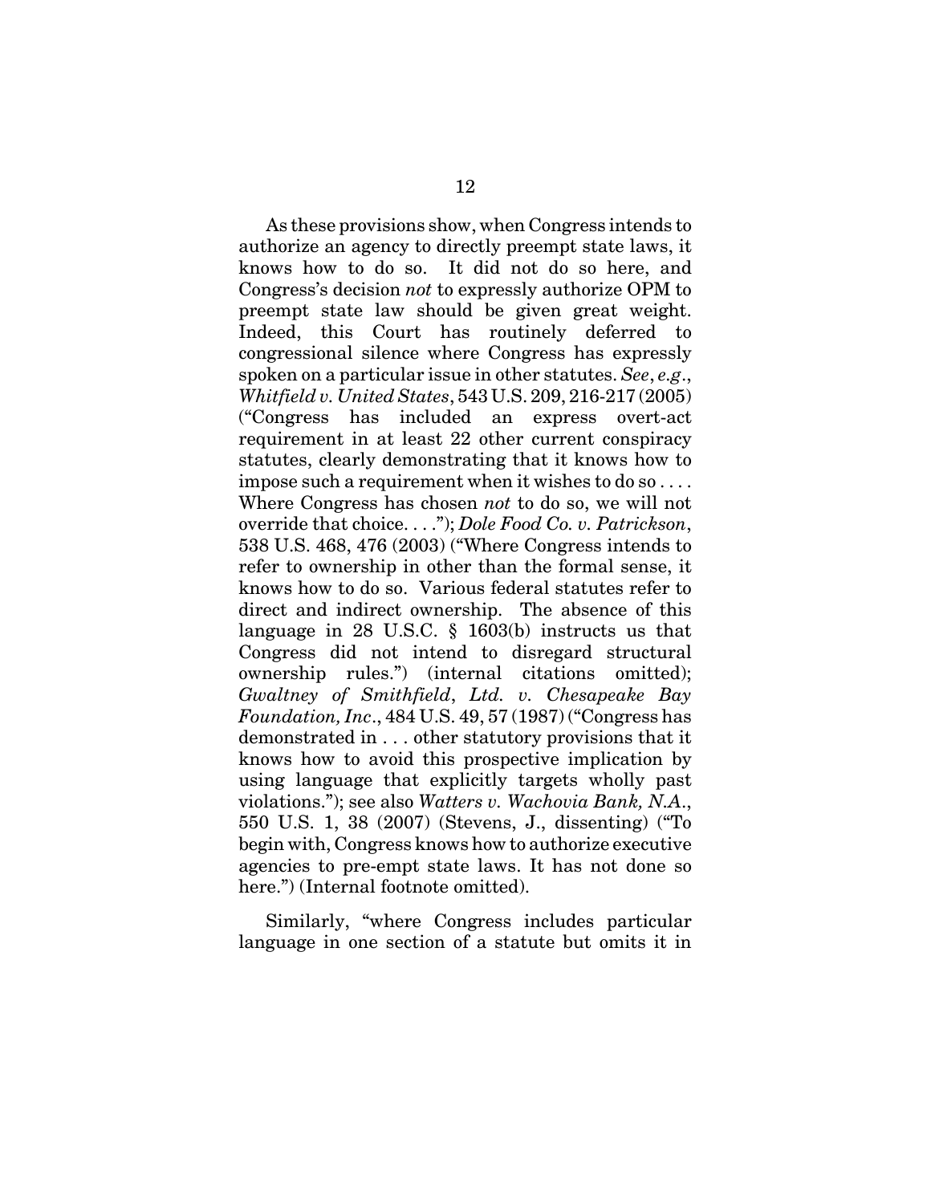As these provisions show, when Congress intends to authorize an agency to directly preempt state laws, it knows how to do so. It did not do so here, and Congress's decision *not* to expressly authorize OPM to preempt state law should be given great weight. Indeed, this Court has routinely deferred to congressional silence where Congress has expressly spoken on a particular issue in other statutes. *See*, *e.g*., *Whitfield v. United States*, 543 U.S. 209, 216-217 (2005) ("Congress has included an express overt-act requirement in at least 22 other current conspiracy statutes, clearly demonstrating that it knows how to impose such a requirement when it wishes to do so . . . . Where Congress has chosen *not* to do so, we will not override that choice. . . ."); *Dole Food Co. v. Patrickson*, 538 U.S. 468, 476 (2003) ("Where Congress intends to refer to ownership in other than the formal sense, it knows how to do so. Various federal statutes refer to direct and indirect ownership. The absence of this language in 28 U.S.C. § 1603(b) instructs us that Congress did not intend to disregard structural ownership rules.") (internal citations omitted); *Gwaltney of Smithfield*, *Ltd. v. Chesapeake Bay Foundation, Inc*., 484 U.S. 49, 57 (1987) ("Congress has demonstrated in . . . other statutory provisions that it knows how to avoid this prospective implication by using language that explicitly targets wholly past violations."); see also *Watters v. Wachovia Bank, N.A*., 550 U.S. 1, 38 (2007) (Stevens, J., dissenting) ("To begin with, Congress knows how to authorize executive agencies to pre-empt state laws. It has not done so here.") (Internal footnote omitted).

Similarly, "where Congress includes particular language in one section of a statute but omits it in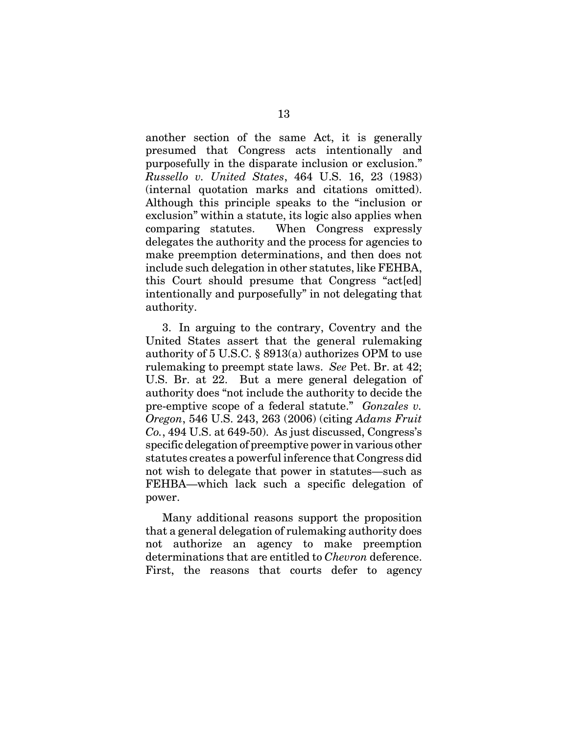another section of the same Act, it is generally presumed that Congress acts intentionally and purposefully in the disparate inclusion or exclusion." *Russello v. United States*, 464 U.S. 16, 23 (1983) (internal quotation marks and citations omitted). Although this principle speaks to the "inclusion or exclusion" within a statute, its logic also applies when comparing statutes. When Congress expressly delegates the authority and the process for agencies to make preemption determinations, and then does not include such delegation in other statutes, like FEHBA, this Court should presume that Congress "act[ed] intentionally and purposefully" in not delegating that authority.

3. In arguing to the contrary, Coventry and the United States assert that the general rulemaking authority of 5 U.S.C. § 8913(a) authorizes OPM to use rulemaking to preempt state laws. *See* Pet. Br. at 42; U.S. Br. at 22. But a mere general delegation of authority does "not include the authority to decide the pre-emptive scope of a federal statute." *Gonzales v. Oregon*, 546 U.S. 243, 263 (2006) (citing *Adams Fruit Co.*, 494 U.S. at 649-50). As just discussed, Congress's specific delegation of preemptive power in various other statutes creates a powerful inference that Congress did not wish to delegate that power in statutes—such as FEHBA—which lack such a specific delegation of power.

Many additional reasons support the proposition that a general delegation of rulemaking authority does not authorize an agency to make preemption determinations that are entitled to *Chevron* deference. First, the reasons that courts defer to agency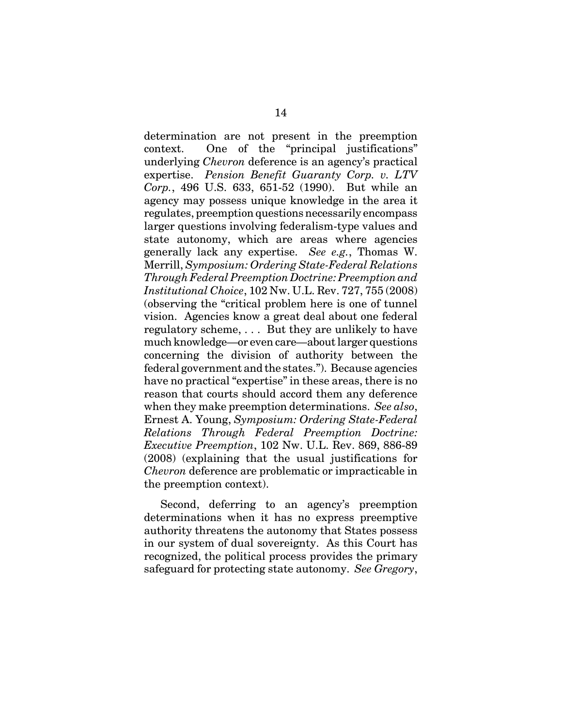determination are not present in the preemption context. One of the "principal justifications" underlying *Chevron* deference is an agency's practical expertise. *Pension Benefit Guaranty Corp. v. LTV Corp.*, 496 U.S. 633, 651-52 (1990). But while an agency may possess unique knowledge in the area it regulates, preemption questions necessarily encompass larger questions involving federalism-type values and state autonomy, which are areas where agencies generally lack any expertise. *See e.g.*, Thomas W. Merrill, *Symposium: Ordering State-Federal Relations Through Federal Preemption Doctrine: Preemption and Institutional Choice*, 102 Nw. U.L. Rev. 727, 755 (2008) (observing the "critical problem here is one of tunnel vision. Agencies know a great deal about one federal regulatory scheme, . . . But they are unlikely to have much knowledge—or even care—about larger questions concerning the division of authority between the federal government and the states."). Because agencies have no practical "expertise" in these areas, there is no reason that courts should accord them any deference when they make preemption determinations. *See also*, Ernest A. Young, *Symposium: Ordering State-Federal Relations Through Federal Preemption Doctrine: Executive Preemption*, 102 Nw. U.L. Rev. 869, 886-89 (2008) (explaining that the usual justifications for *Chevron* deference are problematic or impracticable in the preemption context).

Second, deferring to an agency's preemption determinations when it has no express preemptive authority threatens the autonomy that States possess in our system of dual sovereignty. As this Court has recognized, the political process provides the primary safeguard for protecting state autonomy. *See Gregory*,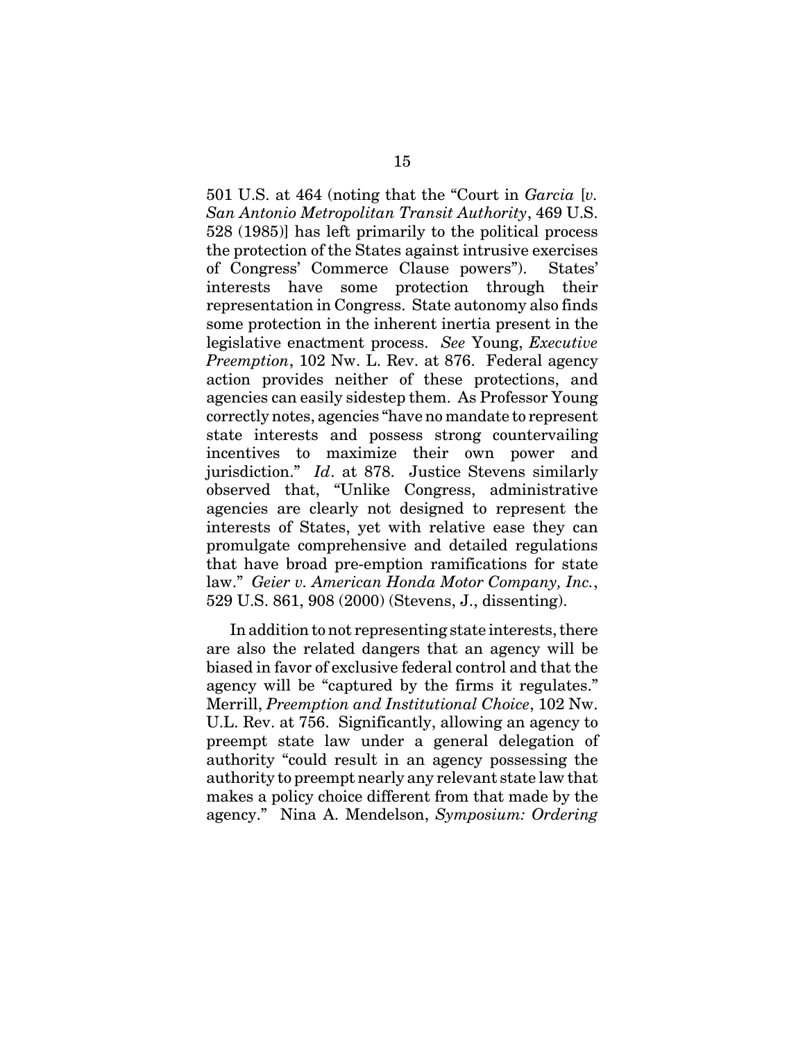501 U.S. at 464 (noting that the "Court in *Garcia* [*v. San Antonio Metropolitan Transit Authority*, 469 U.S. 528 (1985)] has left primarily to the political process the protection of the States against intrusive exercises of Congress' Commerce Clause powers"). States' interests have some protection through their representation in Congress. State autonomy also finds some protection in the inherent inertia present in the legislative enactment process. *See* Young, *Executive Preemption*, 102 Nw. L. Rev. at 876. Federal agency action provides neither of these protections, and agencies can easily sidestep them. As Professor Young correctly notes, agencies "have no mandate to represent state interests and possess strong countervailing incentives to maximize their own power and jurisdiction." *Id*. at 878. Justice Stevens similarly observed that, "Unlike Congress, administrative agencies are clearly not designed to represent the interests of States, yet with relative ease they can promulgate comprehensive and detailed regulations that have broad pre-emption ramifications for state law." *Geier v. American Honda Motor Company, Inc.*, 529 U.S. 861, 908 (2000) (Stevens, J., dissenting).

In addition to not representing state interests, there are also the related dangers that an agency will be biased in favor of exclusive federal control and that the agency will be "captured by the firms it regulates." Merrill, *Preemption and Institutional Choice*, 102 Nw. U.L. Rev. at 756. Significantly, allowing an agency to preempt state law under a general delegation of authority "could result in an agency possessing the authority to preempt nearly any relevant state law that makes a policy choice different from that made by the agency." Nina A. Mendelson, *Symposium: Ordering*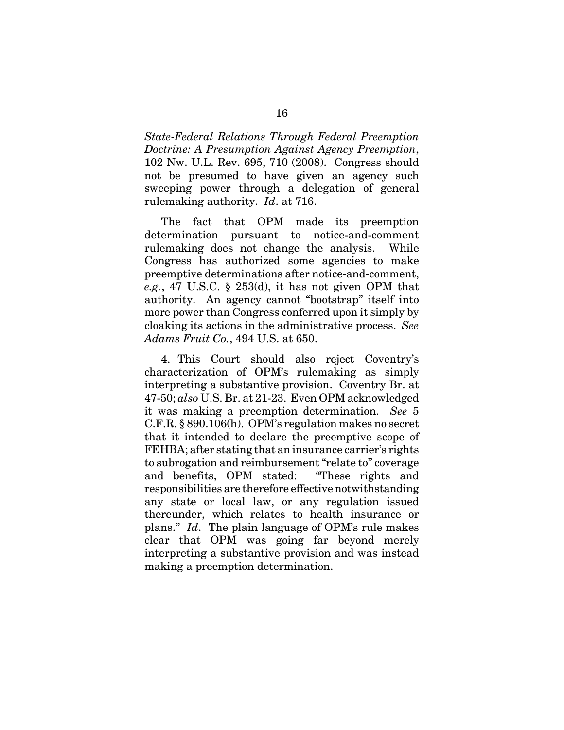*State-Federal Relations Through Federal Preemption Doctrine: A Presumption Against Agency Preemption*, 102 Nw. U.L. Rev. 695, 710 (2008). Congress should not be presumed to have given an agency such sweeping power through a delegation of general rulemaking authority. *Id*. at 716.

The fact that OPM made its preemption determination pursuant to notice-and-comment rulemaking does not change the analysis. While Congress has authorized some agencies to make preemptive determinations after notice-and-comment, *e.g.*, 47 U.S.C. § 253(d), it has not given OPM that authority. An agency cannot "bootstrap" itself into more power than Congress conferred upon it simply by cloaking its actions in the administrative process. *See Adams Fruit Co.*, 494 U.S. at 650.

4. This Court should also reject Coventry's characterization of OPM's rulemaking as simply interpreting a substantive provision. Coventry Br. at 47-50; *also* U.S. Br. at 21-23. Even OPM acknowledged it was making a preemption determination. *See* 5 C.F.R. § 890.106(h). OPM's regulation makes no secret that it intended to declare the preemptive scope of FEHBA; after stating that an insurance carrier's rights to subrogation and reimbursement "relate to" coverage and benefits, OPM stated: "These rights and responsibilities are therefore effective notwithstanding any state or local law, or any regulation issued thereunder, which relates to health insurance or plans." *Id*. The plain language of OPM's rule makes clear that OPM was going far beyond merely interpreting a substantive provision and was instead making a preemption determination.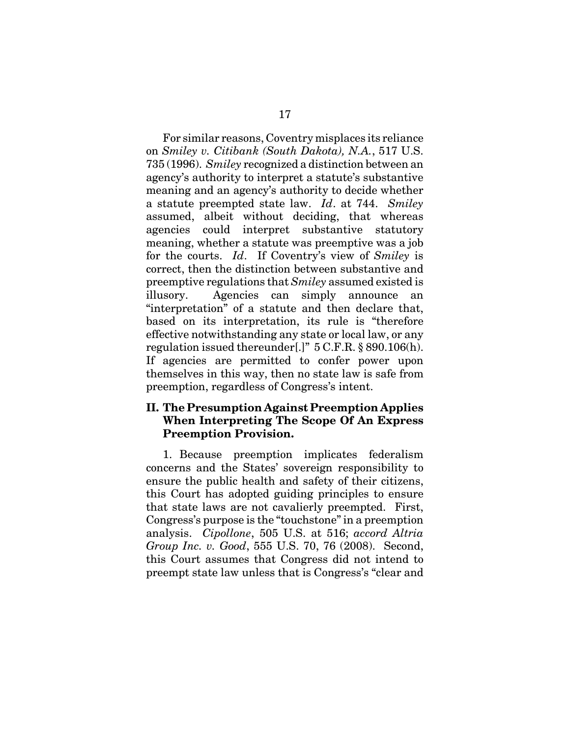For similar reasons, Coventry misplaces its reliance on *Smiley v. Citibank (South Dakota), N.A.*, 517 U.S. 735 (1996). *Smiley* recognized a distinction between an agency's authority to interpret a statute's substantive meaning and an agency's authority to decide whether a statute preempted state law. *Id*. at 744. *Smiley* assumed, albeit without deciding, that whereas agencies could interpret substantive statutory meaning, whether a statute was preemptive was a job for the courts. *Id*. If Coventry's view of *Smiley* is correct, then the distinction between substantive and preemptive regulations that *Smiley* assumed existed is illusory. Agencies can simply announce an "interpretation" of a statute and then declare that, based on its interpretation, its rule is "therefore effective notwithstanding any state or local law, or any regulation issued thereunder[.]" 5 C.F.R. § 890.106(h). If agencies are permitted to confer power upon themselves in this way, then no state law is safe from preemption, regardless of Congress's intent.

## II. The Presumption Against Preemption Applies When Interpreting The Scope Of An Express Preemption Provision.

1. Because preemption implicates federalism concerns and the States' sovereign responsibility to ensure the public health and safety of their citizens, this Court has adopted guiding principles to ensure that state laws are not cavalierly preempted. First, Congress's purpose is the "touchstone" in a preemption analysis. *Cipollone*, 505 U.S. at 516; *accord Altria Group Inc. v. Good*, 555 U.S. 70, 76 (2008). Second, this Court assumes that Congress did not intend to preempt state law unless that is Congress's "clear and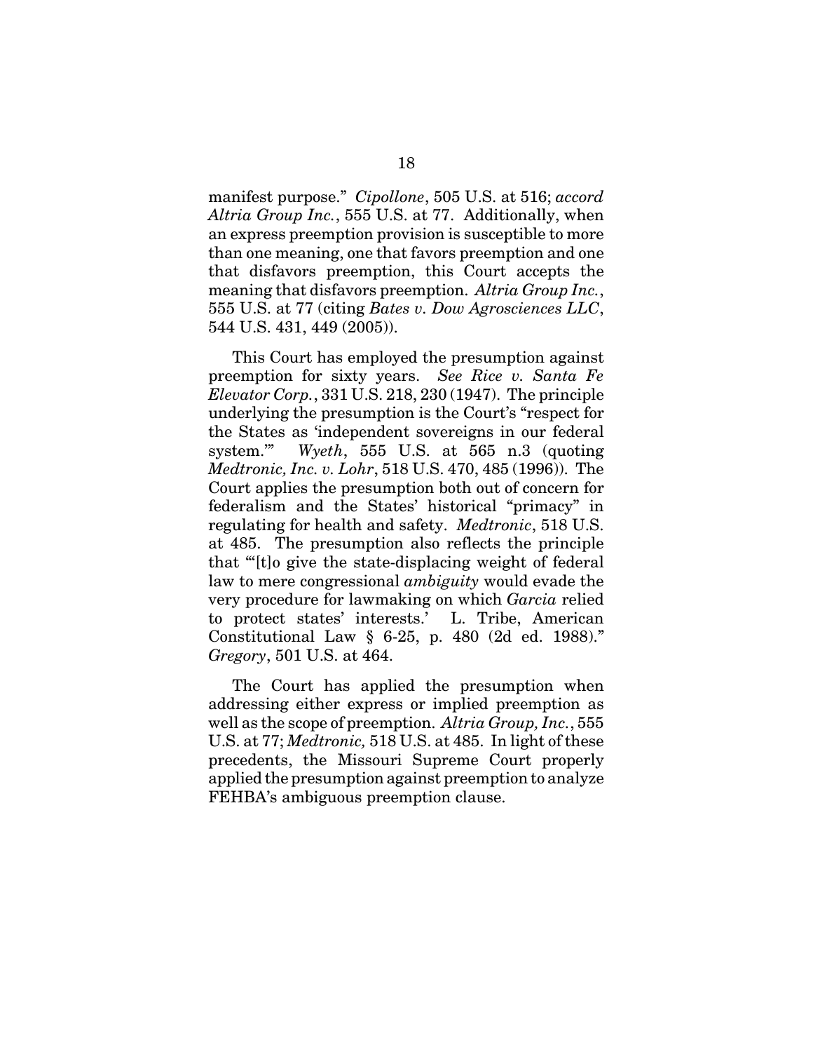manifest purpose." *Cipollone*, 505 U.S. at 516; *accord Altria Group Inc.*, 555 U.S. at 77. Additionally, when an express preemption provision is susceptible to more than one meaning, one that favors preemption and one that disfavors preemption, this Court accepts the meaning that disfavors preemption. *Altria Group Inc.*, 555 U.S. at 77 (citing *Bates v. Dow Agrosciences LLC*, 544 U.S. 431, 449 (2005)).

This Court has employed the presumption against preemption for sixty years. *See Rice v. Santa Fe Elevator Corp.*, 331 U.S. 218, 230 (1947). The principle underlying the presumption is the Court's "respect for the States as 'independent sovereigns in our federal system.'" *Wyeth*, 555 U.S. at 565 n.3 (quoting *Medtronic, Inc. v. Lohr*, 518 U.S. 470, 485 (1996)). The Court applies the presumption both out of concern for federalism and the States' historical "primacy" in regulating for health and safety. *Medtronic*, 518 U.S. at 485. The presumption also reflects the principle that "'[t]o give the state-displacing weight of federal law to mere congressional *ambiguity* would evade the very procedure for lawmaking on which *Garcia* relied to protect states' interests.' L. Tribe, American Constitutional Law § 6-25, p. 480 (2d ed. 1988)." *Gregory*, 501 U.S. at 464.

The Court has applied the presumption when addressing either express or implied preemption as well as the scope of preemption. *Altria Group, Inc.*, 555 U.S. at 77; *Medtronic,* 518 U.S. at 485. In light of these precedents, the Missouri Supreme Court properly applied the presumption against preemption to analyze FEHBA's ambiguous preemption clause.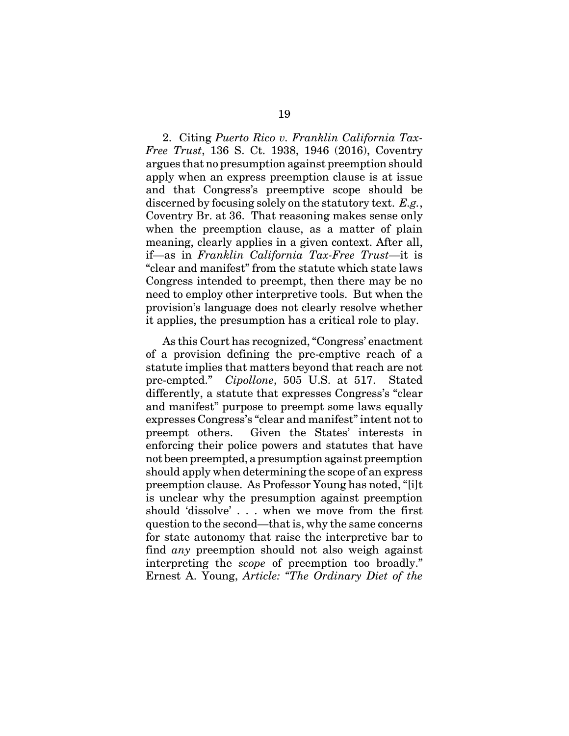2. Citing *Puerto Rico v. Franklin California Tax-Free Trust*, 136 S. Ct. 1938, 1946 (2016), Coventry argues that no presumption against preemption should apply when an express preemption clause is at issue and that Congress's preemptive scope should be discerned by focusing solely on the statutory text. *E.g.*, Coventry Br. at 36. That reasoning makes sense only when the preemption clause, as a matter of plain meaning, clearly applies in a given context. After all, if—as in *Franklin California Tax-Free Trust*—it is "clear and manifest" from the statute which state laws Congress intended to preempt, then there may be no need to employ other interpretive tools. But when the provision's language does not clearly resolve whether it applies, the presumption has a critical role to play.

As this Court has recognized, "Congress' enactment of a provision defining the pre-emptive reach of a statute implies that matters beyond that reach are not pre-empted." *Cipollone*, 505 U.S. at 517. Stated differently, a statute that expresses Congress's "clear and manifest" purpose to preempt some laws equally expresses Congress's "clear and manifest" intent not to preempt others. Given the States' interests in enforcing their police powers and statutes that have not been preempted, a presumption against preemption should apply when determining the scope of an express preemption clause. As Professor Young has noted, "[i]t is unclear why the presumption against preemption should 'dissolve' . . . when we move from the first question to the second—that is, why the same concerns for state autonomy that raise the interpretive bar to find *any* preemption should not also weigh against interpreting the *scope* of preemption too broadly." Ernest A. Young, *Article: "The Ordinary Diet of the*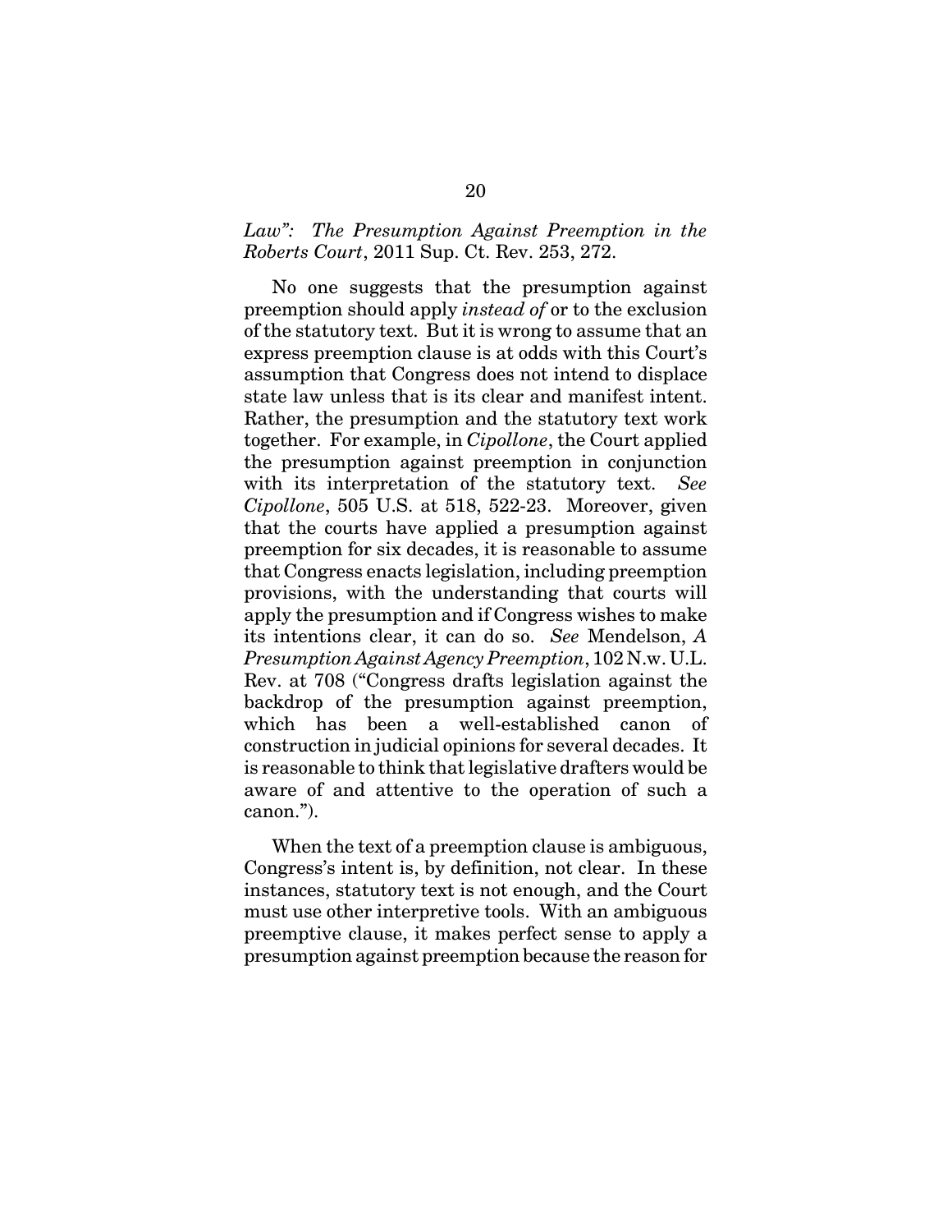*Law": The Presumption Against Preemption in the Roberts Court*, 2011 Sup. Ct. Rev. 253, 272.

No one suggests that the presumption against preemption should apply *instead of* or to the exclusion of the statutory text. But it is wrong to assume that an express preemption clause is at odds with this Court's assumption that Congress does not intend to displace state law unless that is its clear and manifest intent. Rather, the presumption and the statutory text work together. For example, in *Cipollone*, the Court applied the presumption against preemption in conjunction with its interpretation of the statutory text. *See Cipollone*, 505 U.S. at 518, 522-23. Moreover, given that the courts have applied a presumption against preemption for six decades, it is reasonable to assume that Congress enacts legislation, including preemption provisions, with the understanding that courts will apply the presumption and if Congress wishes to make its intentions clear, it can do so. *See* Mendelson, *A Presumption Against Agency Preemption*, 102 N.w. U.L. Rev. at 708 ("Congress drafts legislation against the backdrop of the presumption against preemption, which has been a well-established canon of construction in judicial opinions for several decades. It is reasonable to think that legislative drafters would be aware of and attentive to the operation of such a canon.").

When the text of a preemption clause is ambiguous, Congress's intent is, by definition, not clear. In these instances, statutory text is not enough, and the Court must use other interpretive tools. With an ambiguous preemptive clause, it makes perfect sense to apply a presumption against preemption because the reason for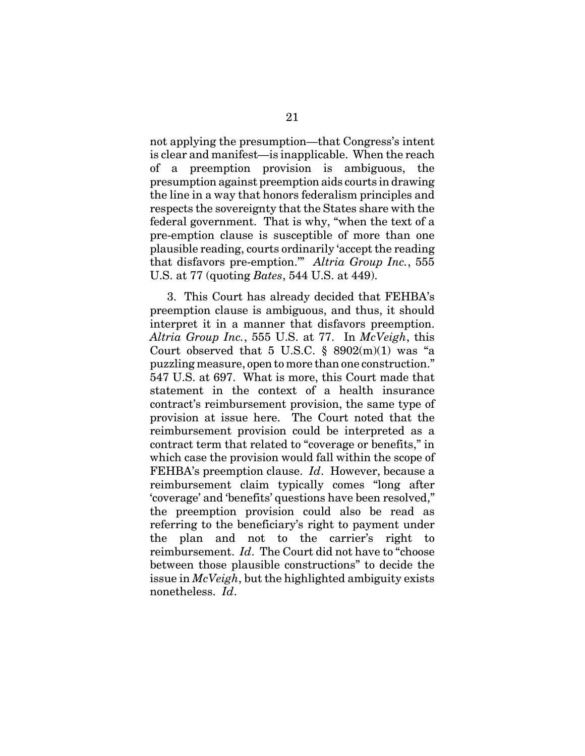not applying the presumption—that Congress's intent is clear and manifest—is inapplicable. When the reach of a preemption provision is ambiguous, the presumption against preemption aids courts in drawing the line in a way that honors federalism principles and respects the sovereignty that the States share with the federal government. That is why, "when the text of a pre-emption clause is susceptible of more than one plausible reading, courts ordinarily 'accept the reading that disfavors pre-emption.'" *Altria Group Inc.*, 555 U.S. at 77 (quoting *Bates*, 544 U.S. at 449).

3. This Court has already decided that FEHBA's preemption clause is ambiguous, and thus, it should interpret it in a manner that disfavors preemption. *Altria Group Inc.*, 555 U.S. at 77. In *McVeigh*, this Court observed that 5 U.S.C. § 8902(m)(1) was "a puzzling measure, open to more than one construction." 547 U.S. at 697. What is more, this Court made that statement in the context of a health insurance contract's reimbursement provision, the same type of provision at issue here. The Court noted that the reimbursement provision could be interpreted as a contract term that related to "coverage or benefits," in which case the provision would fall within the scope of FEHBA's preemption clause. *Id*. However, because a reimbursement claim typically comes "long after 'coverage' and 'benefits' questions have been resolved," the preemption provision could also be read as referring to the beneficiary's right to payment under the plan and not to the carrier's right to reimbursement. *Id*. The Court did not have to "choose between those plausible constructions" to decide the issue in *McVeigh*, but the highlighted ambiguity exists nonetheless. *Id*.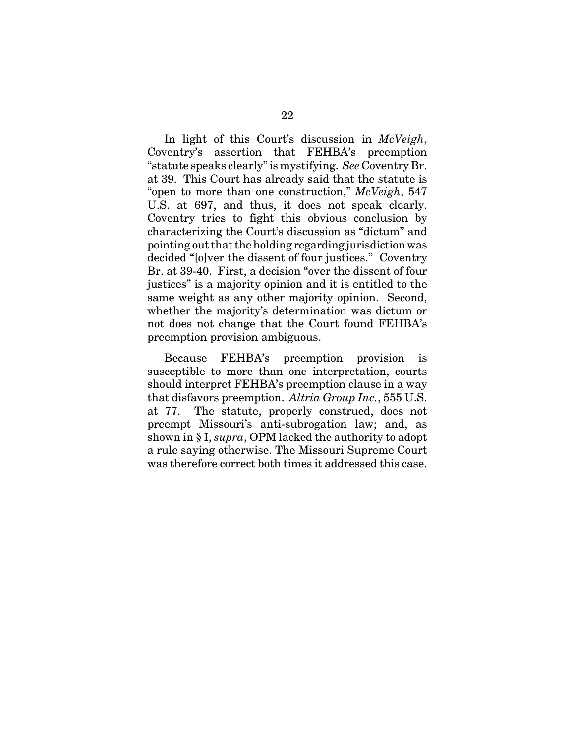In light of this Court's discussion in *McVeigh*, Coventry's assertion that FEHBA's preemption "statute speaks clearly" is mystifying. *See* Coventry Br. at 39. This Court has already said that the statute is "open to more than one construction," *McVeigh*, 547 U.S. at 697, and thus, it does not speak clearly. Coventry tries to fight this obvious conclusion by characterizing the Court's discussion as "dictum" and pointing out that the holding regarding jurisdiction was decided "[o]ver the dissent of four justices." Coventry Br. at 39-40. First, a decision "over the dissent of four justices" is a majority opinion and it is entitled to the same weight as any other majority opinion. Second, whether the majority's determination was dictum or not does not change that the Court found FEHBA's preemption provision ambiguous.

Because FEHBA's preemption provision is susceptible to more than one interpretation, courts should interpret FEHBA's preemption clause in a way that disfavors preemption. *Altria Group Inc.*, 555 U.S. at 77. The statute, properly construed, does not preempt Missouri's anti-subrogation law; and, as shown in § I, *supra*, OPM lacked the authority to adopt a rule saying otherwise. The Missouri Supreme Court was therefore correct both times it addressed this case.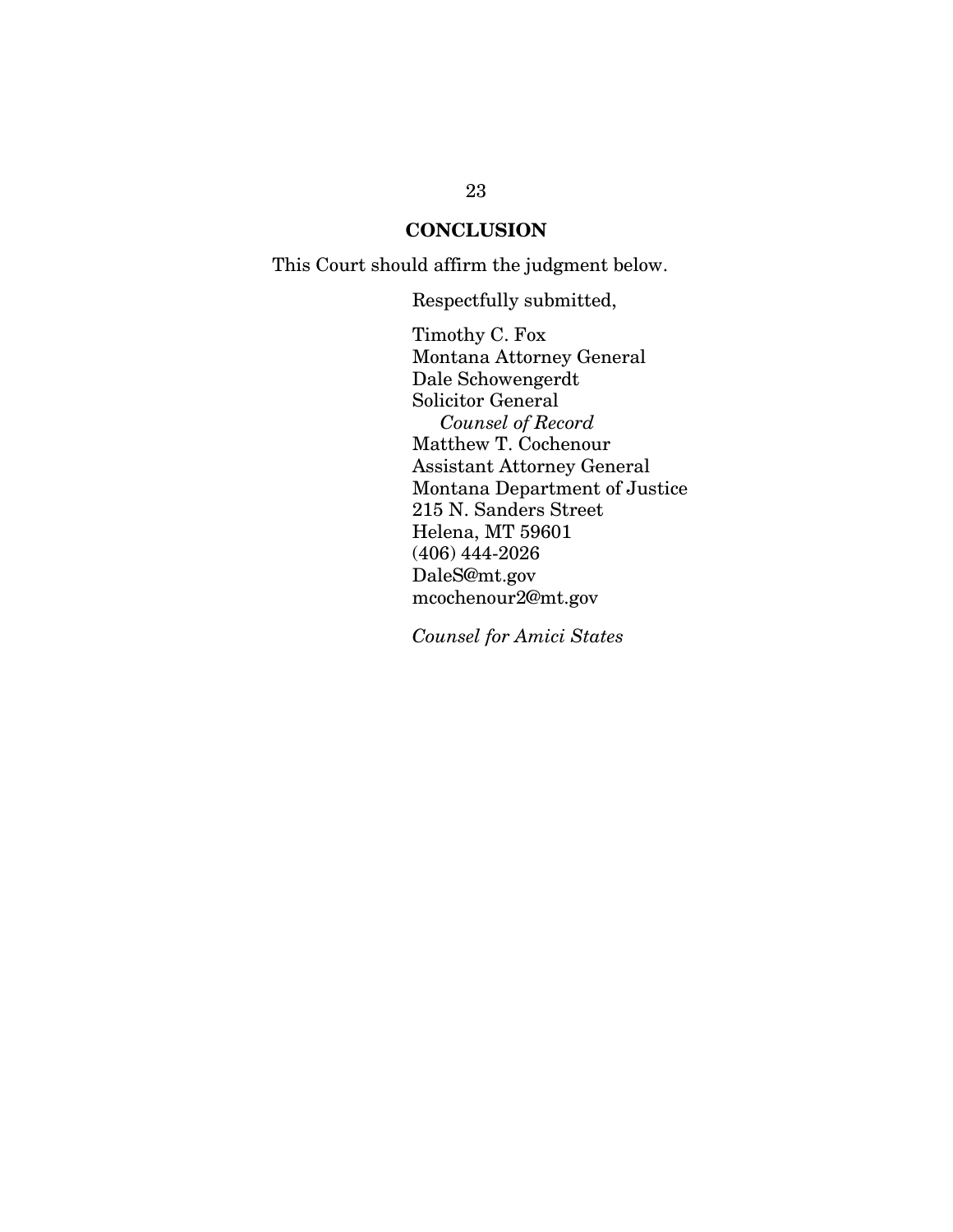## CONCLUSION

This Court should affirm the judgment below.

Respectfully submitted,

Timothy C. Fox
Montana Attorney General
Dale Schowengerdt
Solicitor General
*Counsel of Record*
Matthew T. Cochenour
Assistant Attorney General
Montana Department of Justice
215 N. Sanders Street
Helena, MT 59601
(406) 444-2026
DaleS@mt.gov
mcochenour2@mt.gov

*Counsel for Amici States*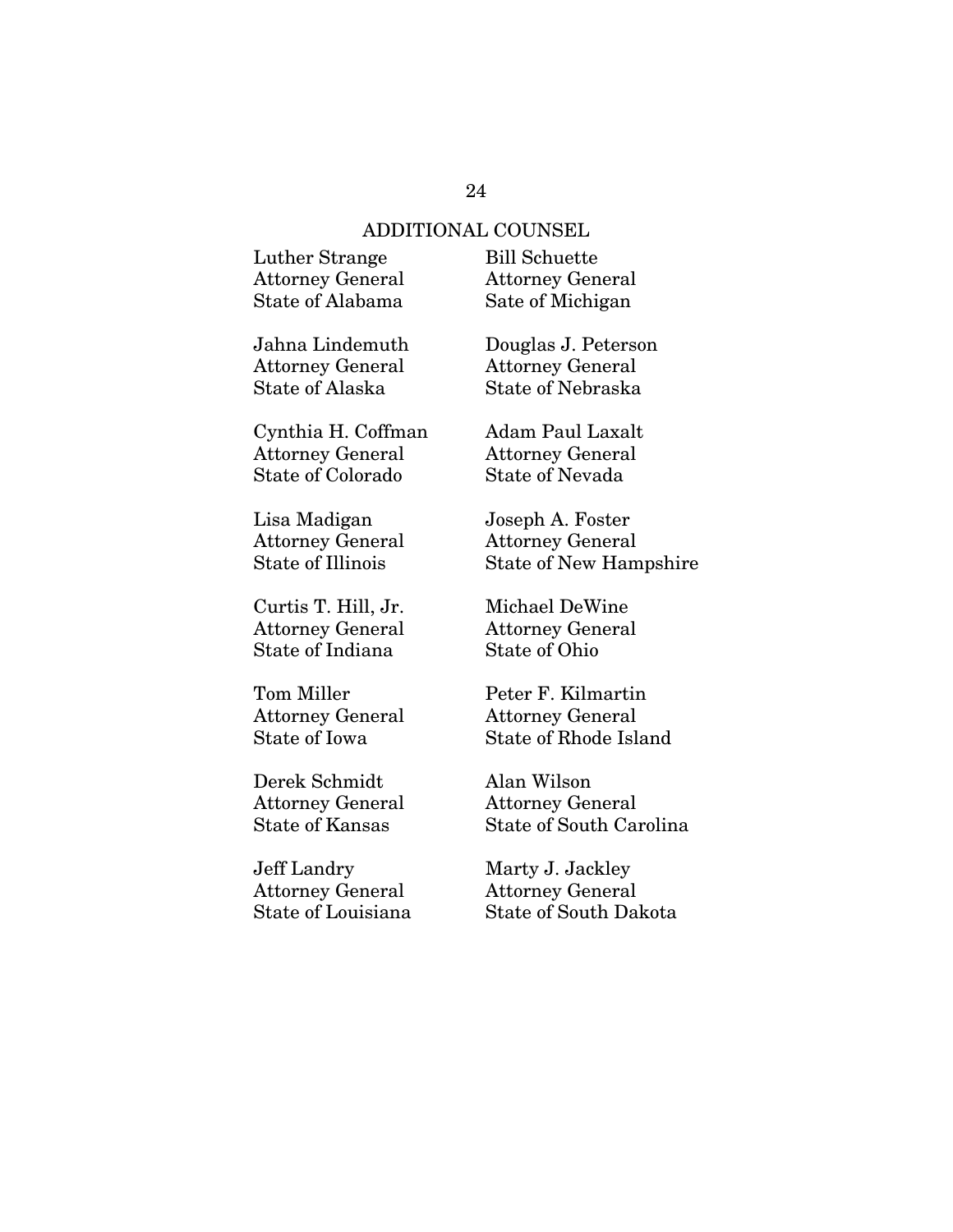## ADDITIONAL COUNSEL

Luther Strange
Attorney General
State of Alabama

Jahna Lindemuth
Attorney General
State of Alaska

Cynthia H. Coffman
Attorney General
State of Colorado

Lisa Madigan
Attorney General
State of Illinois

Curtis T. Hill, Jr.
Attorney General
State of Indiana

Tom Miller
Attorney General
State of Iowa

Derek Schmidt
Attorney General
State of Kansas

Jeff Landry
Attorney General
State of Louisiana

Bill Schuette
Attorney General
Sate of Michigan

Douglas J. Peterson
Attorney General
State of Nebraska

Adam Paul Laxalt
Attorney General
State of Nevada

Joseph A. Foster
Attorney General
State of New Hampshire

Michael DeWine
Attorney General
State of Ohio

Peter F. Kilmartin
Attorney General
State of Rhode Island

Alan Wilson
Attorney General
State of South Carolina

Marty J. Jackley
Attorney General
State of South Dakota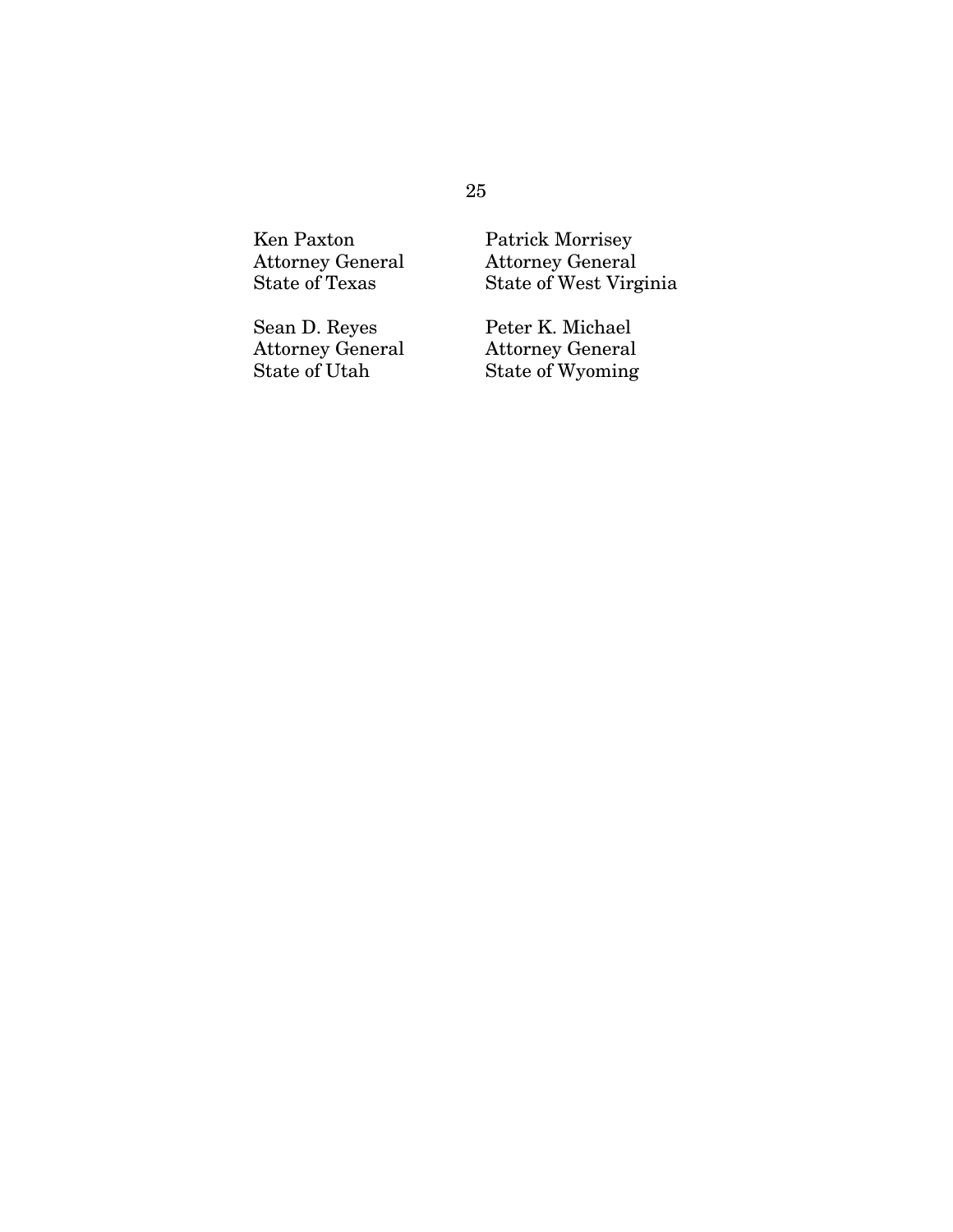Ken Paxton
Attorney General
State of Texas

Patrick Morrisey
Attorney General
State of West Virginia

Sean D. Reyes
Attorney General
State of Utah

Peter K. Michael
Attorney General
State of Wyoming